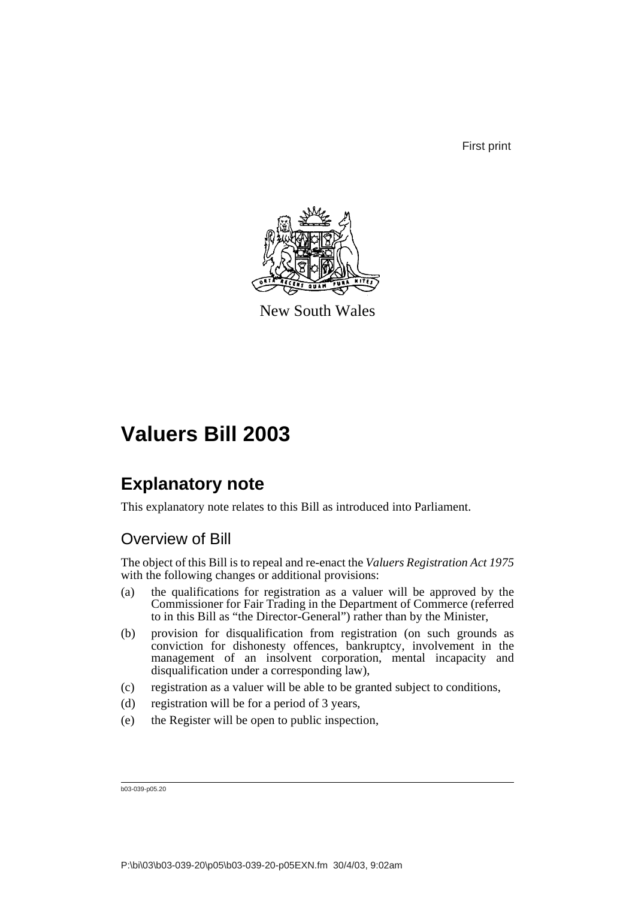First print

New South Wales

# Valuers Bill 2003

## Explanatory note

This explanatory note relates to this Bill as introduced into Parliament.

### Overview of Bill

The object of this Bill is to repeal and re-enact the *Valuers Registration Act 1975* with the following changes or additional provisions:

(a) the qualifications for registration as a valuer will be approved by the Commissioner for Fair Trading in the Department of Commerce (referred to in this Bill as "the Director-General") rather than by the Minister,

(b) provision for disqualification from registration (on such grounds as conviction for dishonesty offences, bankruptcy, involvement in the management of an insolvent corporation, mental incapacity and disqualification under a corresponding law),

(c) registration as a valuer will be able to be granted subject to conditions,

(d) registration will be for a period of 3 years,

(e) the Register will be open to public inspection,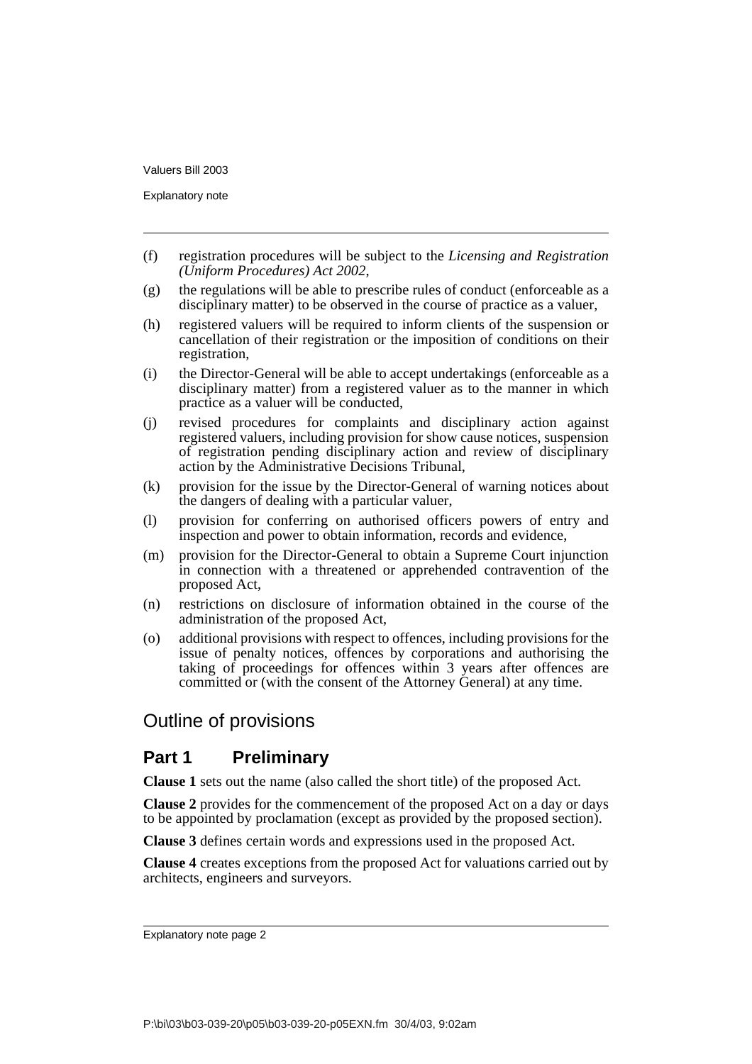(f) registration procedures will be subject to the *Licensing and Registration (Uniform Procedures) Act 2002*,

(g) the regulations will be able to prescribe rules of conduct (enforceable as a disciplinary matter) to be observed in the course of practice as a valuer,

(h) registered valuers will be required to inform clients of the suspension or cancellation of their registration or the imposition of conditions on their registration,

(i) the Director-General will be able to accept undertakings (enforceable as a disciplinary matter) from a registered valuer as to the manner in which practice as a valuer will be conducted,

(j) revised procedures for complaints and disciplinary action against registered valuers, including provision for show cause notices, suspension of registration pending disciplinary action and review of disciplinary action by the Administrative Decisions Tribunal,

(k) provision for the issue by the Director-General of warning notices about the dangers of dealing with a particular valuer,

(l) provision for conferring on authorised officers powers of entry and inspection and power to obtain information, records and evidence,

(m) provision for the Director-General to obtain a Supreme Court injunction in connection with a threatened or apprehended contravention of the proposed Act,

(n) restrictions on disclosure of information obtained in the course of the administration of the proposed Act,

(o) additional provisions with respect to offences, including provisions for the issue of penalty notices, offences by corporations and authorising the taking of proceedings for offences within 3 years after offences are committed or (with the consent of the Attorney General) at any time.

## Outline of provisions

### Part 1 Preliminary

**Clause 1** sets out the name (also called the short title) of the proposed Act.

**Clause 2** provides for the commencement of the proposed Act on a day or days to be appointed by proclamation (except as provided by the proposed section).

**Clause 3** defines certain words and expressions used in the proposed Act.

**Clause 4** creates exceptions from the proposed Act for valuations carried out by architects, engineers and surveyors.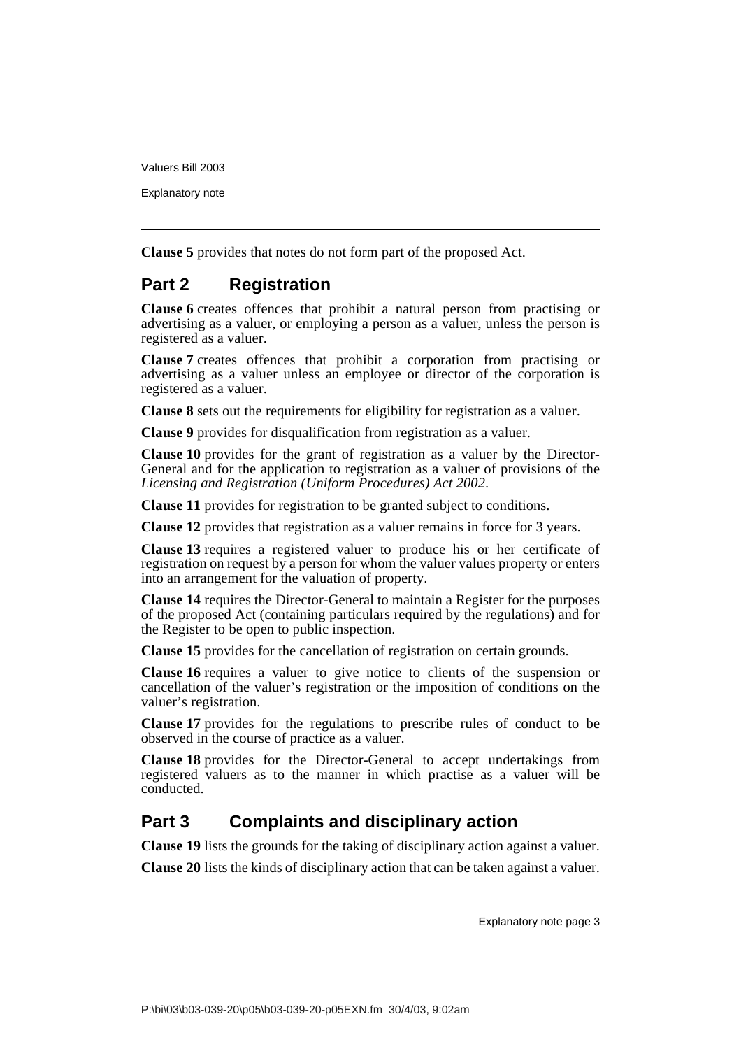**Clause 5** provides that notes do not form part of the proposed Act.

## Part 2 Registration

**Clause 6** creates offences that prohibit a natural person from practising or advertising as a valuer, or employing a person as a valuer, unless the person is registered as a valuer.

**Clause 7** creates offences that prohibit a corporation from practising or advertising as a valuer unless an employee or director of the corporation is registered as a valuer.

**Clause 8** sets out the requirements for eligibility for registration as a valuer.

**Clause 9** provides for disqualification from registration as a valuer.

**Clause 10** provides for the grant of registration as a valuer by the Director-General and for the application to registration as a valuer of provisions of the *Licensing and Registration (Uniform Procedures) Act 2002*.

**Clause 11** provides for registration to be granted subject to conditions.

**Clause 12** provides that registration as a valuer remains in force for 3 years.

**Clause 13** requires a registered valuer to produce his or her certificate of registration on request by a person for whom the valuer values property or enters into an arrangement for the valuation of property.

**Clause 14** requires the Director-General to maintain a Register for the purposes of the proposed Act (containing particulars required by the regulations) and for the Register to be open to public inspection.

**Clause 15** provides for the cancellation of registration on certain grounds.

**Clause 16** requires a valuer to give notice to clients of the suspension or cancellation of the valuer's registration or the imposition of conditions on the valuer's registration.

**Clause 17** provides for the regulations to prescribe rules of conduct to be observed in the course of practice as a valuer.

**Clause 18** provides for the Director-General to accept undertakings from registered valuers as to the manner in which practise as a valuer will be conducted.

## Part 3 Complaints and disciplinary action

**Clause 19** lists the grounds for the taking of disciplinary action against a valuer.

**Clause 20** lists the kinds of disciplinary action that can be taken against a valuer.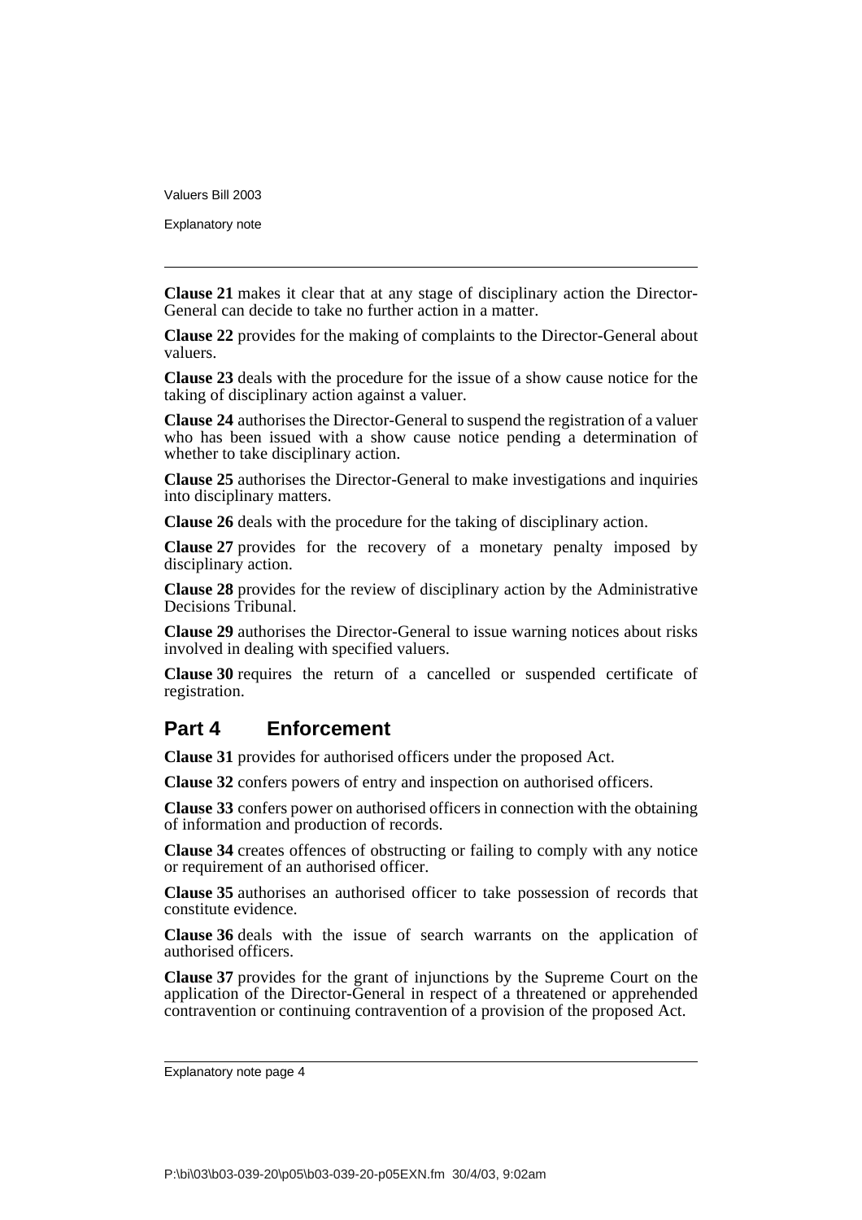**Clause 21** makes it clear that at any stage of disciplinary action the Director-General can decide to take no further action in a matter.

**Clause 22** provides for the making of complaints to the Director-General about valuers.

**Clause 23** deals with the procedure for the issue of a show cause notice for the taking of disciplinary action against a valuer.

**Clause 24** authorises the Director-General to suspend the registration of a valuer who has been issued with a show cause notice pending a determination of whether to take disciplinary action.

**Clause 25** authorises the Director-General to make investigations and inquiries into disciplinary matters.

**Clause 26** deals with the procedure for the taking of disciplinary action.

**Clause 27** provides for the recovery of a monetary penalty imposed by disciplinary action.

**Clause 28** provides for the review of disciplinary action by the Administrative Decisions Tribunal.

**Clause 29** authorises the Director-General to issue warning notices about risks involved in dealing with specified valuers.

**Clause 30** requires the return of a cancelled or suspended certificate of registration.

## Part 4 Enforcement

**Clause 31** provides for authorised officers under the proposed Act.

**Clause 32** confers powers of entry and inspection on authorised officers.

**Clause 33** confers power on authorised officers in connection with the obtaining of information and production of records.

**Clause 34** creates offences of obstructing or failing to comply with any notice or requirement of an authorised officer.

**Clause 35** authorises an authorised officer to take possession of records that constitute evidence.

**Clause 36** deals with the issue of search warrants on the application of authorised officers.

**Clause 37** provides for the grant of injunctions by the Supreme Court on the application of the Director-General in respect of a threatened or apprehended contravention or continuing contravention of a provision of the proposed Act.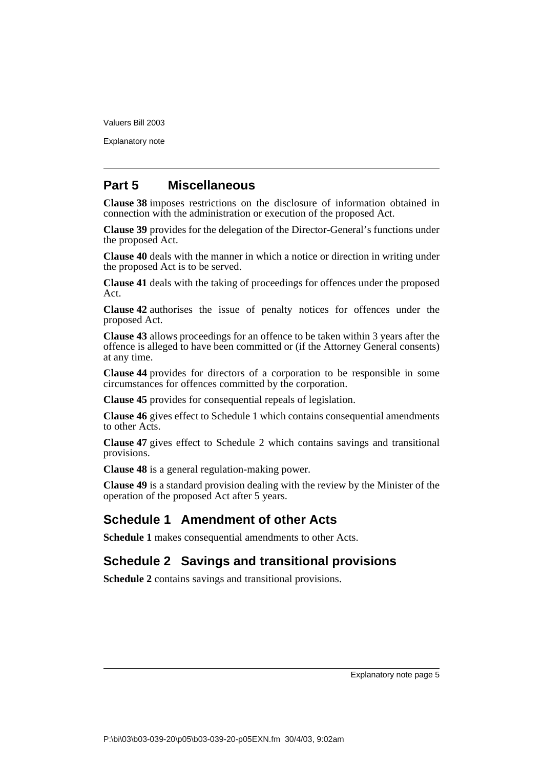## Part 5 Miscellaneous

**Clause 38** imposes restrictions on the disclosure of information obtained in connection with the administration or execution of the proposed Act.

**Clause 39** provides for the delegation of the Director-General's functions under the proposed Act.

**Clause 40** deals with the manner in which a notice or direction in writing under the proposed Act is to be served.

**Clause 41** deals with the taking of proceedings for offences under the proposed Act.

**Clause 42** authorises the issue of penalty notices for offences under the proposed Act.

**Clause 43** allows proceedings for an offence to be taken within 3 years after the offence is alleged to have been committed or (if the Attorney General consents) at any time.

**Clause 44** provides for directors of a corporation to be responsible in some circumstances for offences committed by the corporation.

**Clause 45** provides for consequential repeals of legislation.

**Clause 46** gives effect to Schedule 1 which contains consequential amendments to other Acts.

**Clause 47** gives effect to Schedule 2 which contains savings and transitional provisions.

**Clause 48** is a general regulation-making power.

**Clause 49** is a standard provision dealing with the review by the Minister of the operation of the proposed Act after 5 years.

## Schedule 1 Amendment of other Acts

**Schedule 1** makes consequential amendments to other Acts.

## Schedule 2 Savings and transitional provisions

**Schedule 2** contains savings and transitional provisions.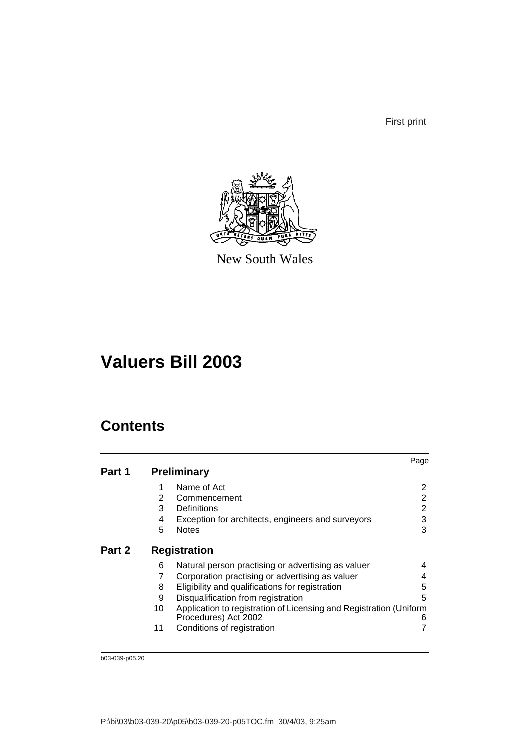First print

New South Wales

# Valuers Bill 2003

## Contents

| | | | Page |
|---|---|---|---|
| **Part 1** | **Preliminary** | | |
| | 1 | Name of Act | 2 |
| | 2 | Commencement | 2 |
| | 3 | Definitions | 2 |
| | 4 | Exception for architects, engineers and surveyors | 3 |
| | 5 | Notes | 3 |
| **Part 2** | **Registration** | | |
| | 6 | Natural person practising or advertising as valuer | 4 |
| | 7 | Corporation practising or advertising as valuer | 4 |
| | 8 | Eligibility and qualifications for registration | 5 |
| | 9 | Disqualification from registration | 5 |
| | 10 | Application to registration of Licensing and Registration (Uniform Procedures) Act 2002 | 6 |
| | 11 | Conditions of registration | 7 |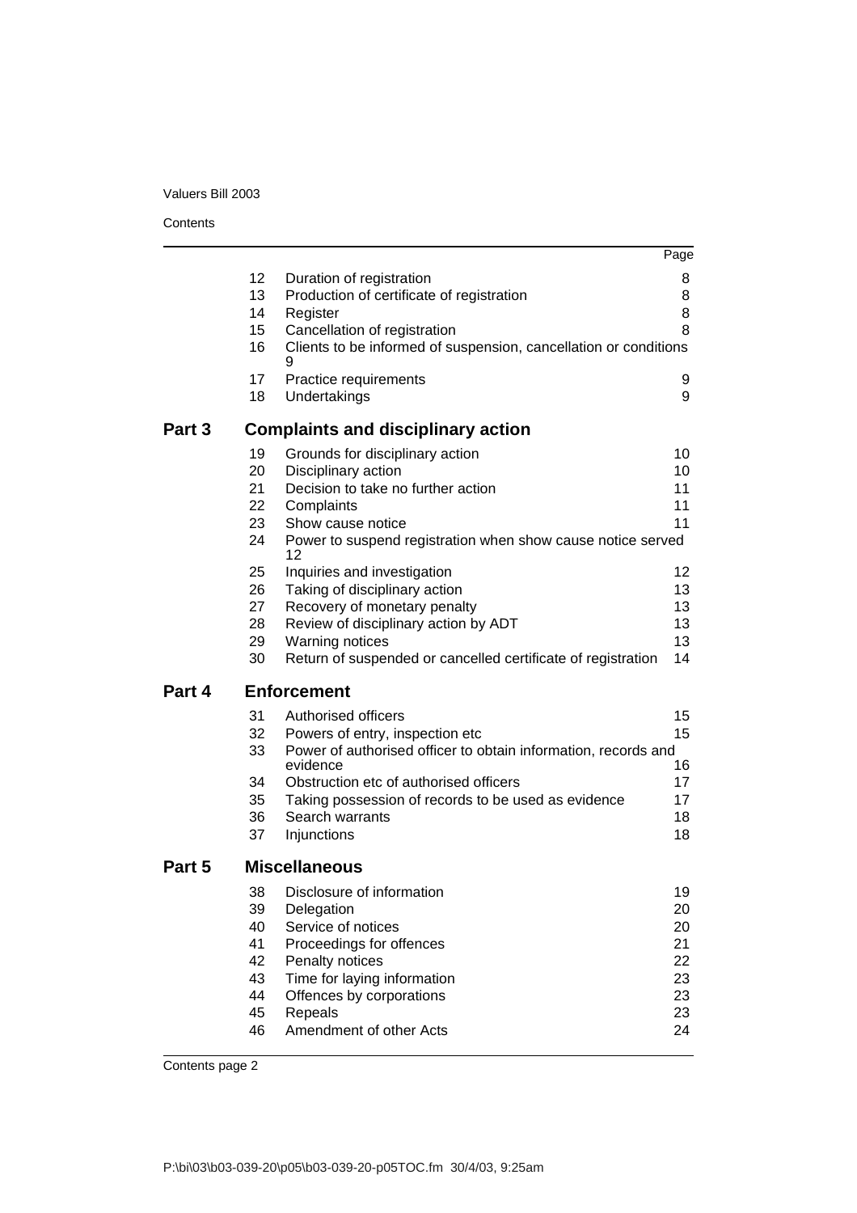| | | | Page |
|---|---|---|---|
| | 12 | Duration of registration | 8 |
| | 13 | Production of certificate of registration | 8 |
| | 14 | Register | 8 |
| | 15 | Cancellation of registration | 8 |
| | 16 | Clients to be informed of suspension, cancellation or conditions | 9 |
| | 17 | Practice requirements | 9 |
| | 18 | Undertakings | 9 |
| **Part 3** | | **Complaints and disciplinary action** | |
| | 19 | Grounds for disciplinary action | 10 |
| | 20 | Disciplinary action | 10 |
| | 21 | Decision to take no further action | 11 |
| | 22 | Complaints | 11 |
| | 23 | Show cause notice | 11 |
| | 24 | Power to suspend registration when show cause notice served | 12 |
| | 25 | Inquiries and investigation | 12 |
| | 26 | Taking of disciplinary action | 13 |
| | 27 | Recovery of monetary penalty | 13 |
| | 28 | Review of disciplinary action by ADT | 13 |
| | 29 | Warning notices | 13 |
| | 30 | Return of suspended or cancelled certificate of registration | 14 |
| **Part 4** | | **Enforcement** | |
| | 31 | Authorised officers | 15 |
| | 32 | Powers of entry, inspection etc | 15 |
| | 33 | Power of authorised officer to obtain information, records and evidence | 16 |
| | 34 | Obstruction etc of authorised officers | 17 |
| | 35 | Taking possession of records to be used as evidence | 17 |
| | 36 | Search warrants | 18 |
| | 37 | Injunctions | 18 |
| **Part 5** | | **Miscellaneous** | |
| | 38 | Disclosure of information | 19 |
| | 39 | Delegation | 20 |
| | 40 | Service of notices | 20 |
| | 41 | Proceedings for offences | 21 |
| | 42 | Penalty notices | 22 |
| | 43 | Time for laying information | 23 |
| | 44 | Offences by corporations | 23 |
| | 45 | Repeals | 23 |
| | 46 | Amendment of other Acts | 24 |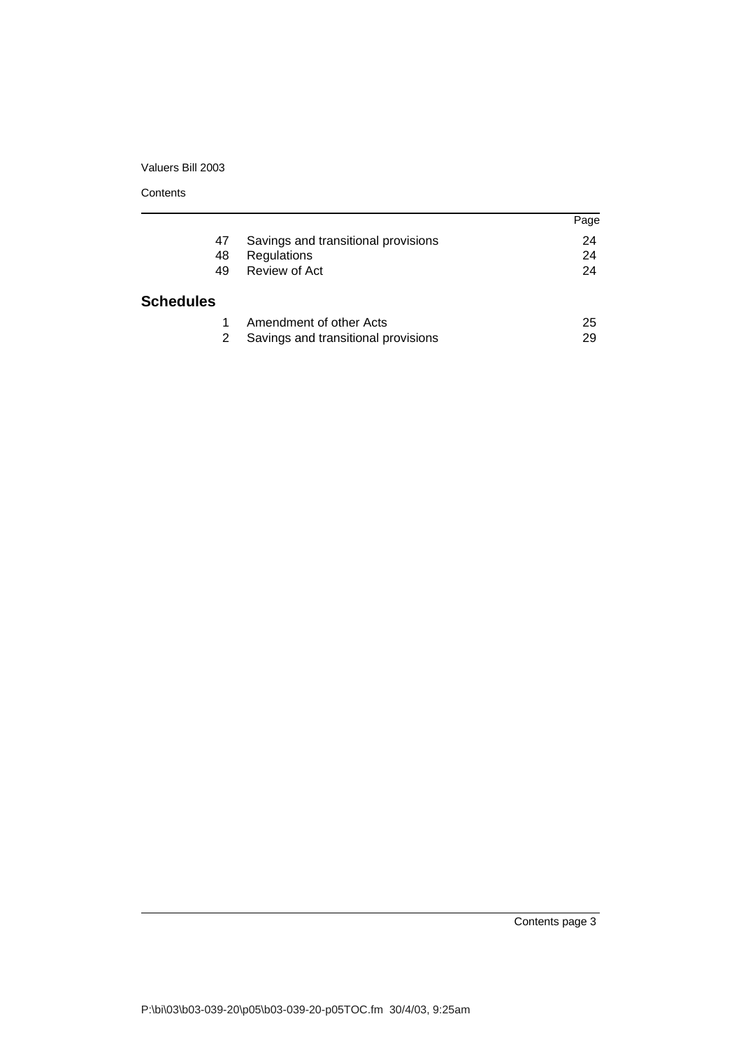| | | Page |
|---|---|---|
| 47 | Savings and transitional provisions | 24 |
| 48 | Regulations | 24 |
| 49 | Review of Act | 24 |

## Schedules

| | | |
|---|---|---|
| 1 | Amendment of other Acts | 25 |
| 2 | Savings and transitional provisions | 29 |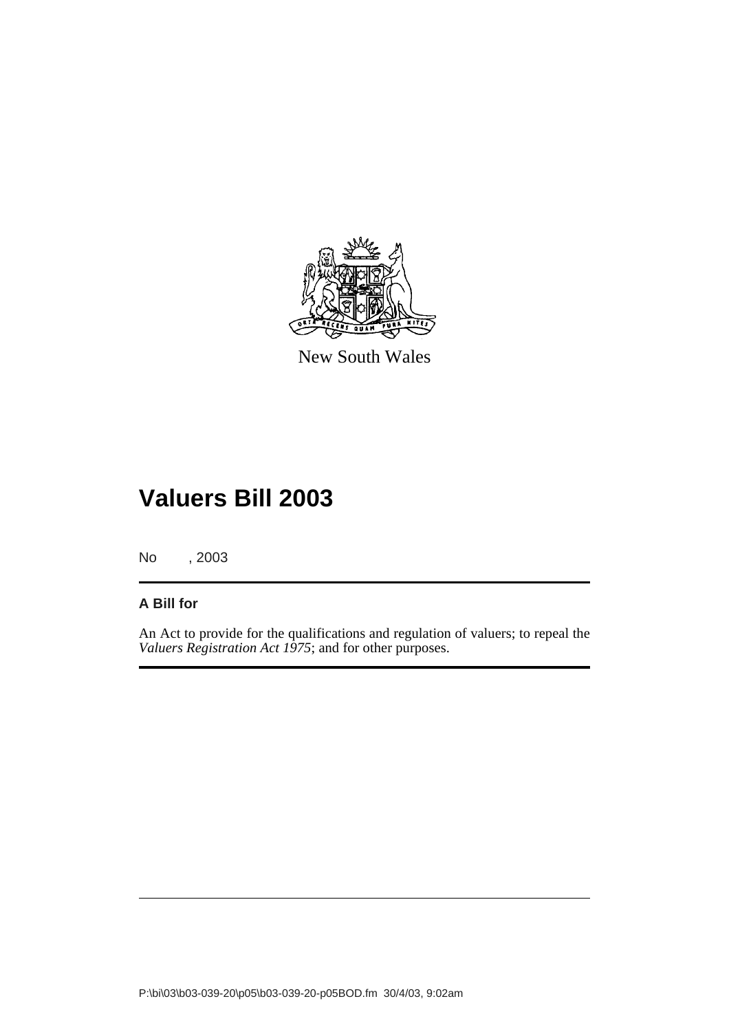New South Wales

# Valuers Bill 2003

No , 2003

**A Bill for**

An Act to provide for the qualifications and regulation of valuers; to repeal the *Valuers Registration Act 1975*; and for other purposes.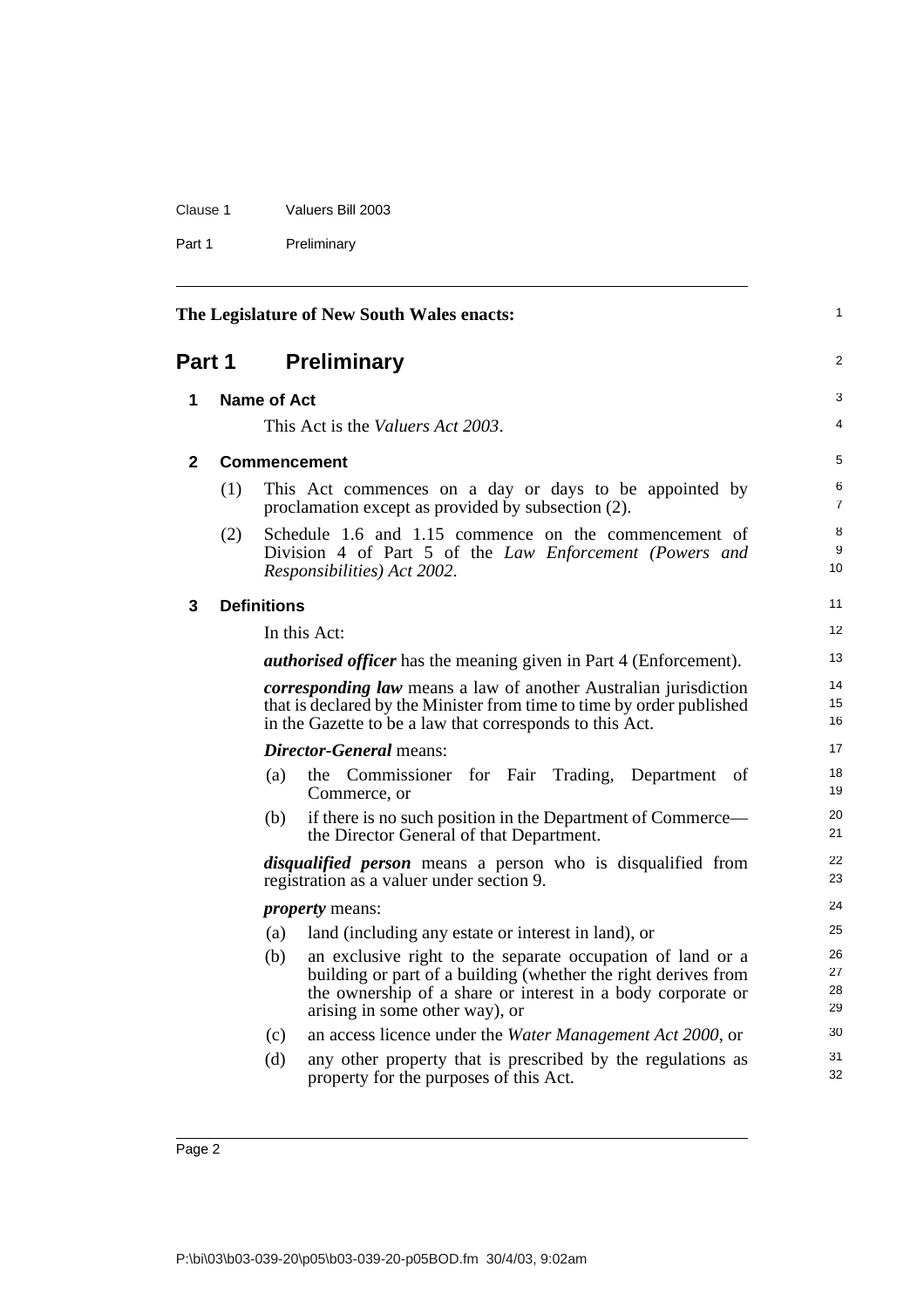The Legislature of New South Wales enacts:

# Part 1 Preliminary

## 1 Name of Act

This Act is the *Valuers Act 2003*.

## 2 Commencement

(1) This Act commences on a day or days to be appointed by proclamation except as provided by subsection (2).

(2) Schedule 1.6 and 1.15 commence on the commencement of Division 4 of Part 5 of the *Law Enforcement (Powers and Responsibilities) Act 2002*.

## 3 Definitions

In this Act:

***authorised officer*** has the meaning given in Part 4 (Enforcement).

***corresponding law*** means a law of another Australian jurisdiction that is declared by the Minister from time to time by order published in the Gazette to be a law that corresponds to this Act.

***Director-General*** means:

(a) the Commissioner for Fair Trading, Department of Commerce, or

(b) if there is no such position in the Department of Commerce—the Director General of that Department.

***disqualified person*** means a person who is disqualified from registration as a valuer under section 9.

***property*** means:

(a) land (including any estate or interest in land), or

(b) an exclusive right to the separate occupation of land or a building or part of a building (whether the right derives from the ownership of a share or interest in a body corporate or arising in some other way), or

(c) an access licence under the *Water Management Act 2000*, or

(d) any other property that is prescribed by the regulations as property for the purposes of this Act.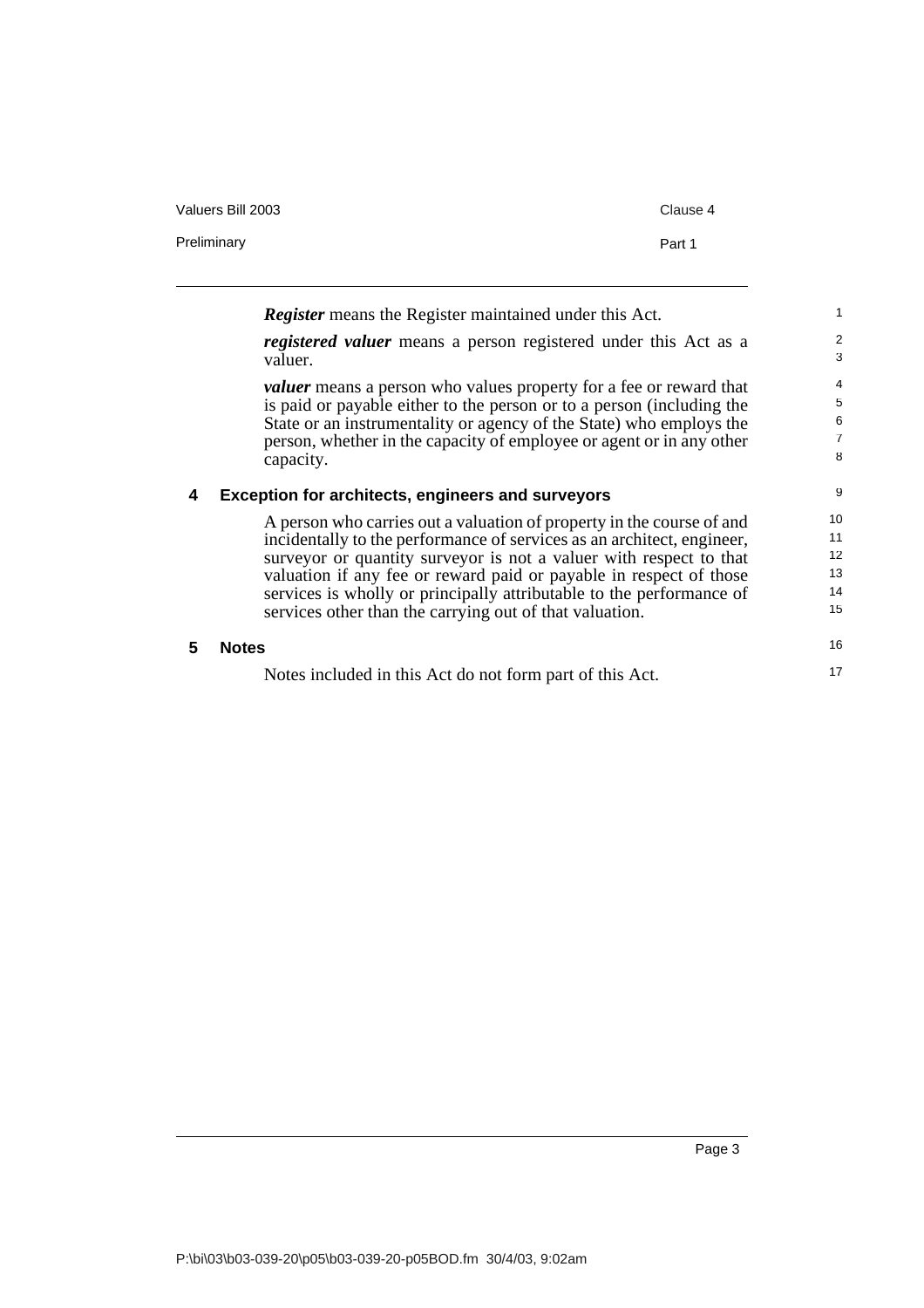***Register*** means the Register maintained under this Act.

***registered valuer*** means a person registered under this Act as a valuer.

***valuer*** means a person who values property for a fee or reward that is paid or payable either to the person or to a person (including the State or an instrumentality or agency of the State) who employs the person, whether in the capacity of employee or agent or in any other capacity.

## 4 Exception for architects, engineers and surveyors

A person who carries out a valuation of property in the course of and incidentally to the performance of services as an architect, engineer, surveyor or quantity surveyor is not a valuer with respect to that valuation if any fee or reward paid or payable in respect of those services is wholly or principally attributable to the performance of services other than the carrying out of that valuation.

## 5 Notes

Notes included in this Act do not form part of this Act.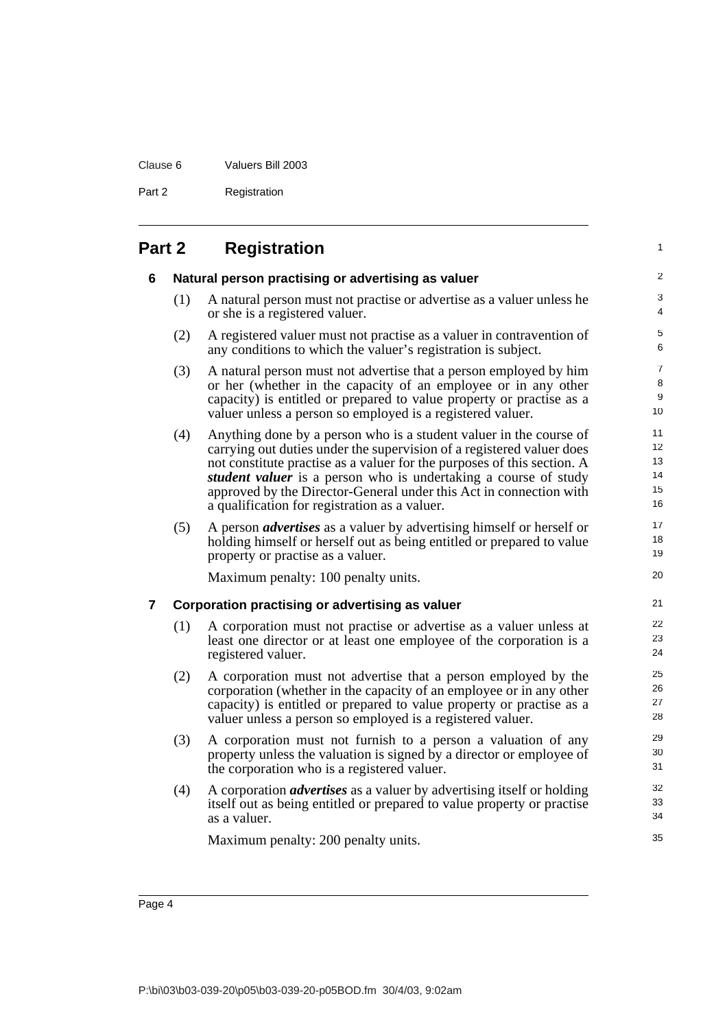## Part 2 Registration

### 6 Natural person practising or advertising as valuer

(1) A natural person must not practise or advertise as a valuer unless he or she is a registered valuer.

(2) A registered valuer must not practise as a valuer in contravention of any conditions to which the valuer's registration is subject.

(3) A natural person must not advertise that a person employed by him or her (whether in the capacity of an employee or in any other capacity) is entitled or prepared to value property or practise as a valuer unless a person so employed is a registered valuer.

(4) Anything done by a person who is a student valuer in the course of carrying out duties under the supervision of a registered valuer does not constitute practise as a valuer for the purposes of this section. A ***student valuer*** is a person who is undertaking a course of study approved by the Director-General under this Act in connection with a qualification for registration as a valuer.

(5) A person ***advertises*** as a valuer by advertising himself or herself or holding himself or herself out as being entitled or prepared to value property or practise as a valuer.

Maximum penalty: 100 penalty units.

### 7 Corporation practising or advertising as valuer

(1) A corporation must not practise or advertise as a valuer unless at least one director or at least one employee of the corporation is a registered valuer.

(2) A corporation must not advertise that a person employed by the corporation (whether in the capacity of an employee or in any other capacity) is entitled or prepared to value property or practise as a valuer unless a person so employed is a registered valuer.

(3) A corporation must not furnish to a person a valuation of any property unless the valuation is signed by a director or employee of the corporation who is a registered valuer.

(4) A corporation ***advertises*** as a valuer by advertising itself or holding itself out as being entitled or prepared to value property or practise as a valuer.

Maximum penalty: 200 penalty units.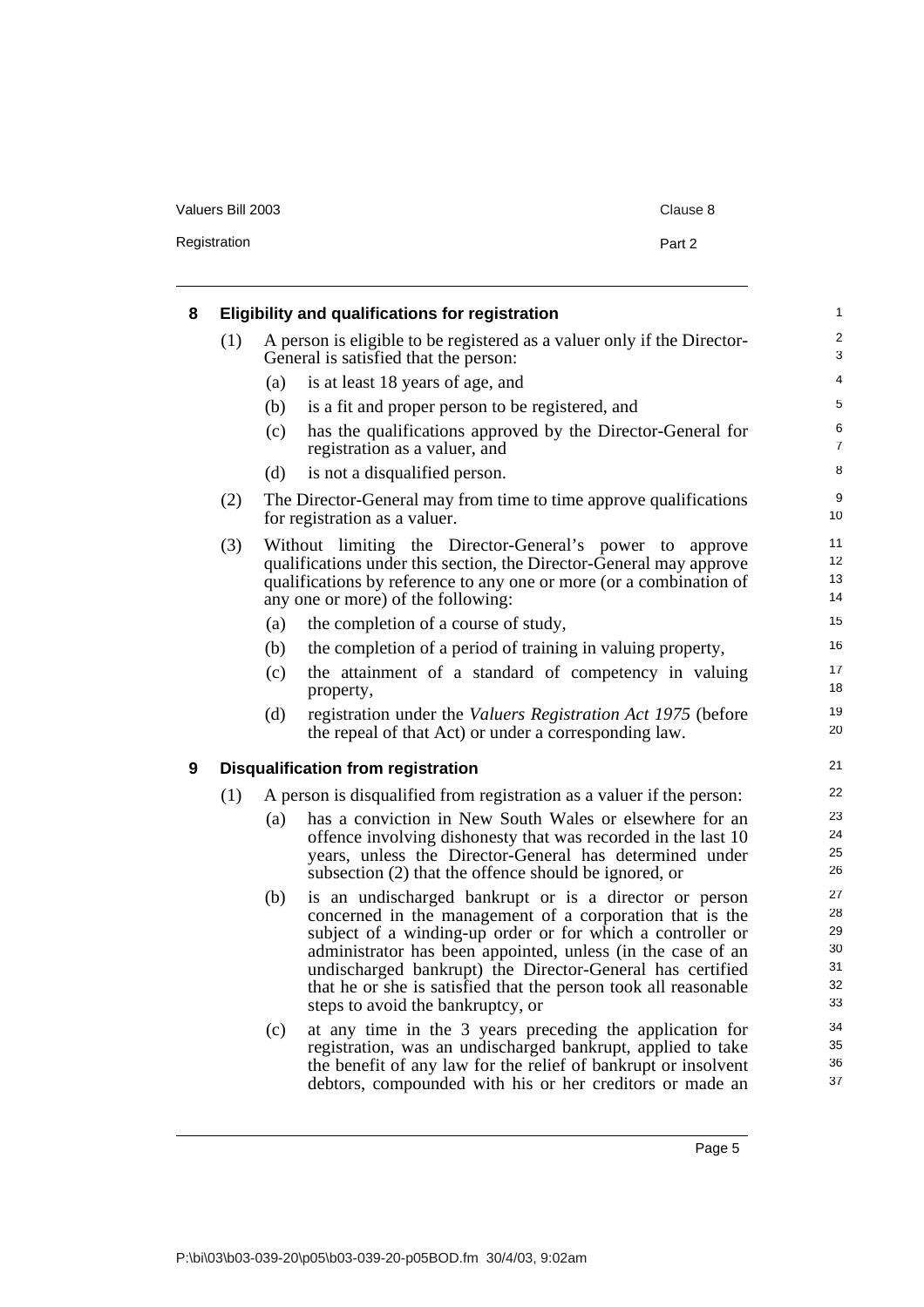## 8 Eligibility and qualifications for registration

(1) A person is eligible to be registered as a valuer only if the Director-General is satisfied that the person:

(a) is at least 18 years of age, and

(b) is a fit and proper person to be registered, and

(c) has the qualifications approved by the Director-General for registration as a valuer, and

(d) is not a disqualified person.

(2) The Director-General may from time to time approve qualifications for registration as a valuer.

(3) Without limiting the Director-General's power to approve qualifications under this section, the Director-General may approve qualifications by reference to any one or more (or a combination of any one or more) of the following:

(a) the completion of a course of study,

(b) the completion of a period of training in valuing property,

(c) the attainment of a standard of competency in valuing property,

(d) registration under the *Valuers Registration Act 1975* (before the repeal of that Act) or under a corresponding law.

## 9 Disqualification from registration

(1) A person is disqualified from registration as a valuer if the person:

(a) has a conviction in New South Wales or elsewhere for an offence involving dishonesty that was recorded in the last 10 years, unless the Director-General has determined under subsection (2) that the offence should be ignored, or

(b) is an undischarged bankrupt or is a director or person concerned in the management of a corporation that is the subject of a winding-up order or for which a controller or administrator has been appointed, unless (in the case of an undischarged bankrupt) the Director-General has certified that he or she is satisfied that the person took all reasonable steps to avoid the bankruptcy, or

(c) at any time in the 3 years preceding the application for registration, was an undischarged bankrupt, applied to take the benefit of any law for the relief of bankrupt or insolvent debtors, compounded with his or her creditors or made an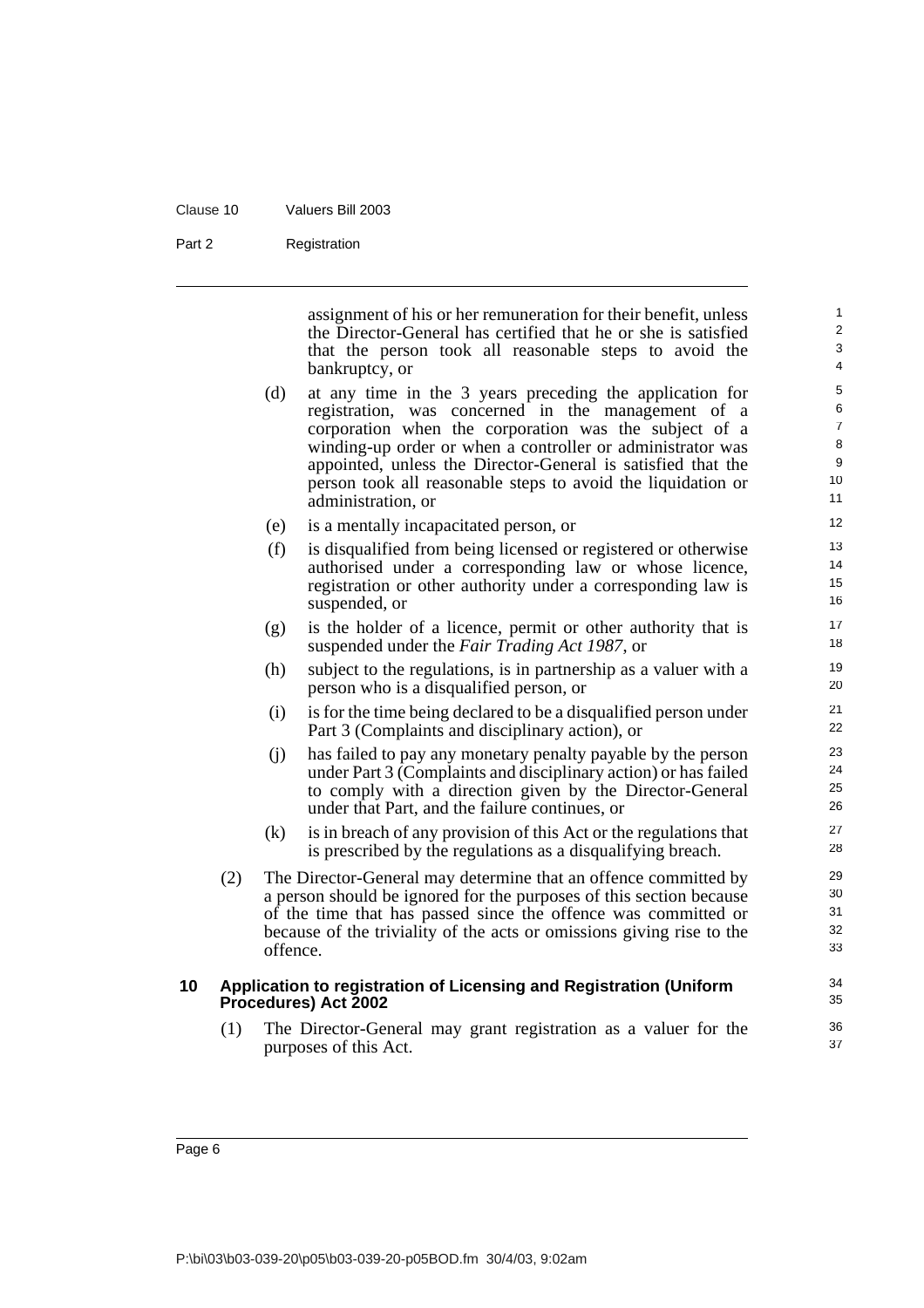assignment of his or her remuneration for their benefit, unless the Director-General has certified that he or she is satisfied that the person took all reasonable steps to avoid the bankruptcy, or

(d) at any time in the 3 years preceding the application for registration, was concerned in the management of a corporation when the corporation was the subject of a winding-up order or when a controller or administrator was appointed, unless the Director-General is satisfied that the person took all reasonable steps to avoid the liquidation or administration, or

(e) is a mentally incapacitated person, or

(f) is disqualified from being licensed or registered or otherwise authorised under a corresponding law or whose licence, registration or other authority under a corresponding law is suspended, or

(g) is the holder of a licence, permit or other authority that is suspended under the *Fair Trading Act 1987*, or

(h) subject to the regulations, is in partnership as a valuer with a person who is a disqualified person, or

(i) is for the time being declared to be a disqualified person under Part 3 (Complaints and disciplinary action), or

(j) has failed to pay any monetary penalty payable by the person under Part 3 (Complaints and disciplinary action) or has failed to comply with a direction given by the Director-General under that Part, and the failure continues, or

(k) is in breach of any provision of this Act or the regulations that is prescribed by the regulations as a disqualifying breach.

(2) The Director-General may determine that an offence committed by a person should be ignored for the purposes of this section because of the time that has passed since the offence was committed or because of the triviality of the acts or omissions giving rise to the offence.

## 10 Application to registration of Licensing and Registration (Uniform Procedures) Act 2002

(1) The Director-General may grant registration as a valuer for the purposes of this Act.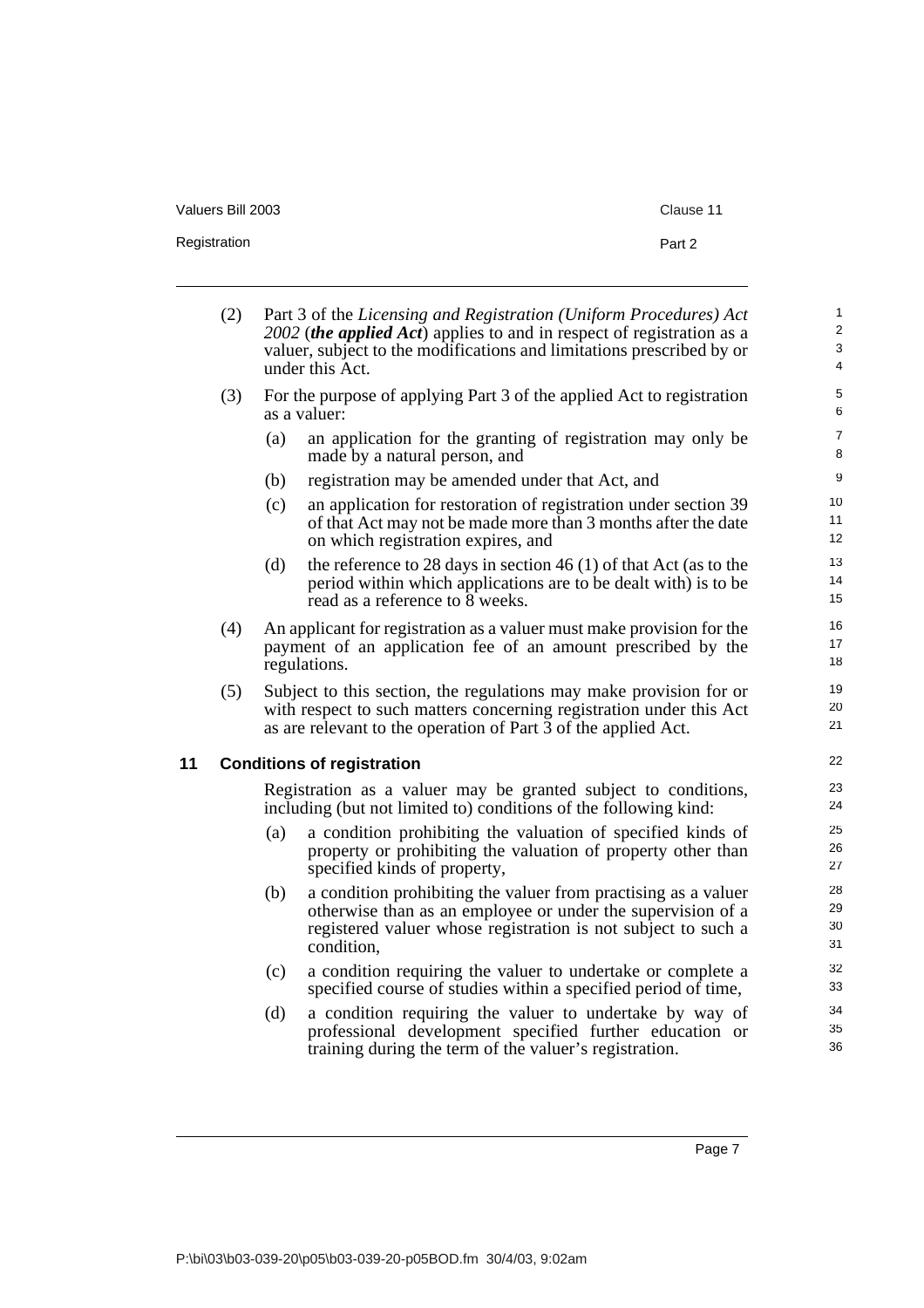(2) Part 3 of the *Licensing and Registration (Uniform Procedures) Act 2002* (***the applied Act***) applies to and in respect of registration as a valuer, subject to the modifications and limitations prescribed by or under this Act.

(3) For the purpose of applying Part 3 of the applied Act to registration as a valuer:

- (a) an application for the granting of registration may only be made by a natural person, and
- (b) registration may be amended under that Act, and
- (c) an application for restoration of registration under section 39 of that Act may not be made more than 3 months after the date on which registration expires, and
- (d) the reference to 28 days in section 46 (1) of that Act (as to the period within which applications are to be dealt with) is to be read as a reference to 8 weeks.

(4) An applicant for registration as a valuer must make provision for the payment of an application fee of an amount prescribed by the regulations.

(5) Subject to this section, the regulations may make provision for or with respect to such matters concerning registration under this Act as are relevant to the operation of Part 3 of the applied Act.

## 11 Conditions of registration

Registration as a valuer may be granted subject to conditions, including (but not limited to) conditions of the following kind:

- (a) a condition prohibiting the valuation of specified kinds of property or prohibiting the valuation of property other than specified kinds of property,
- (b) a condition prohibiting the valuer from practising as a valuer otherwise than as an employee or under the supervision of a registered valuer whose registration is not subject to such a condition,
- (c) a condition requiring the valuer to undertake or complete a specified course of studies within a specified period of time,
- (d) a condition requiring the valuer to undertake by way of professional development specified further education or training during the term of the valuer's registration.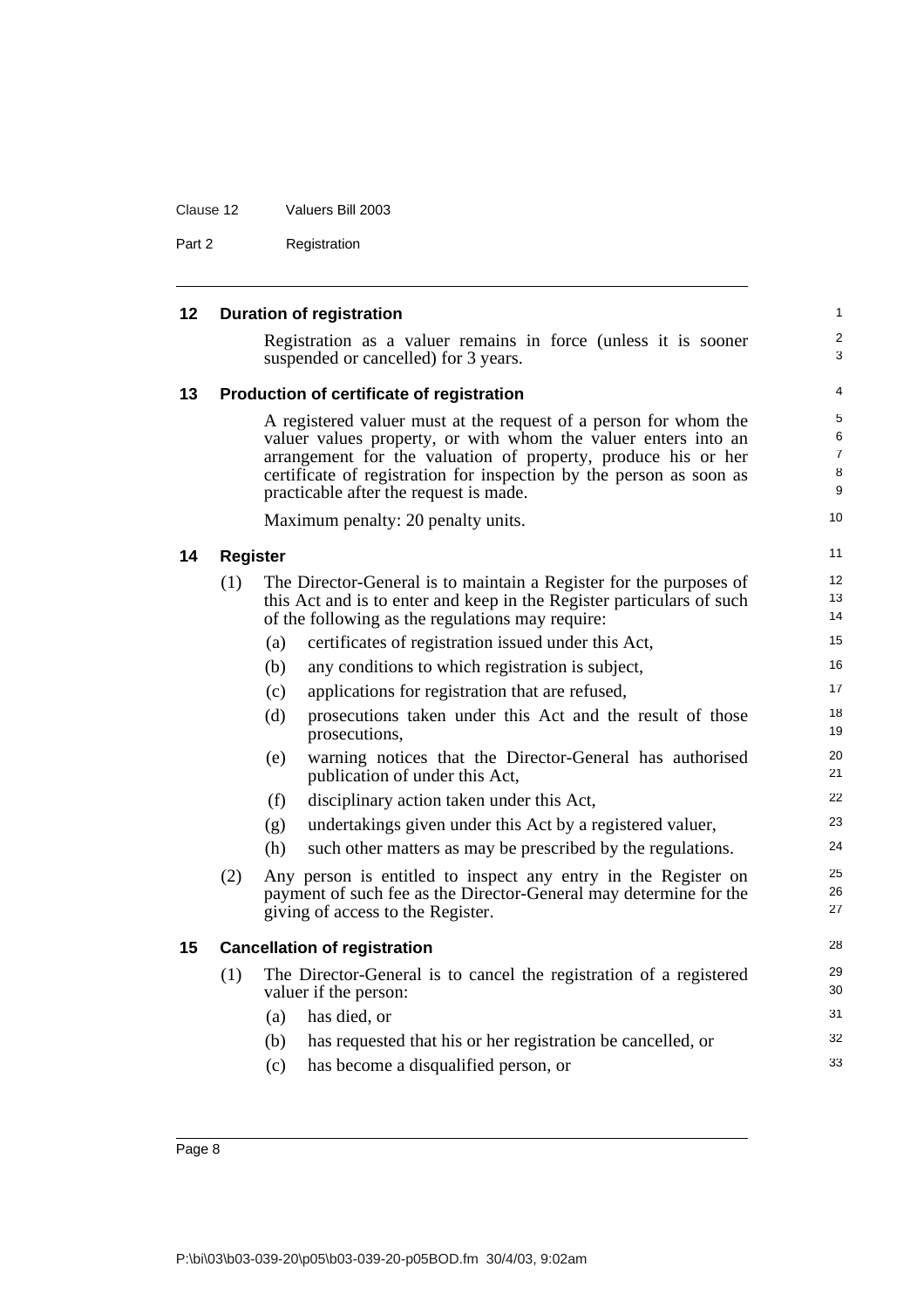## 12 Duration of registration

Registration as a valuer remains in force (unless it is sooner suspended or cancelled) for 3 years.

## 13 Production of certificate of registration

A registered valuer must at the request of a person for whom the valuer values property, or with whom the valuer enters into an arrangement for the valuation of property, produce his or her certificate of registration for inspection by the person as soon as practicable after the request is made.

Maximum penalty: 20 penalty units.

## 14 Register

(1) The Director-General is to maintain a Register for the purposes of this Act and is to enter and keep in the Register particulars of such of the following as the regulations may require:

- (a) certificates of registration issued under this Act,
- (b) any conditions to which registration is subject,
- (c) applications for registration that are refused,
- (d) prosecutions taken under this Act and the result of those prosecutions,
- (e) warning notices that the Director-General has authorised publication of under this Act,
- (f) disciplinary action taken under this Act,
- (g) undertakings given under this Act by a registered valuer,
- (h) such other matters as may be prescribed by the regulations.

(2) Any person is entitled to inspect any entry in the Register on payment of such fee as the Director-General may determine for the giving of access to the Register.

## 15 Cancellation of registration

(1) The Director-General is to cancel the registration of a registered valuer if the person:

- (a) has died, or
- (b) has requested that his or her registration be cancelled, or
- (c) has become a disqualified person, or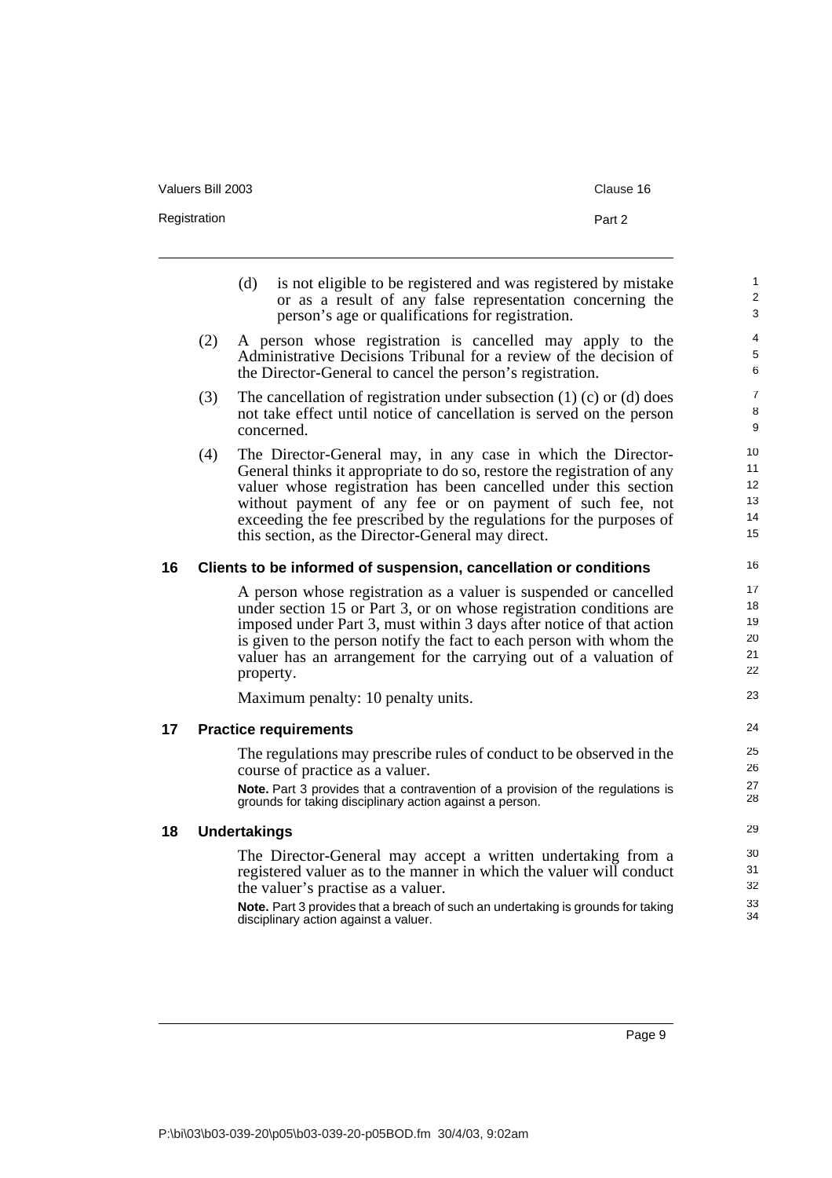(d) is not eligible to be registered and was registered by mistake or as a result of any false representation concerning the person's age or qualifications for registration.

(2) A person whose registration is cancelled may apply to the Administrative Decisions Tribunal for a review of the decision of the Director-General to cancel the person's registration.

(3) The cancellation of registration under subsection (1) (c) or (d) does not take effect until notice of cancellation is served on the person concerned.

(4) The Director-General may, in any case in which the Director-General thinks it appropriate to do so, restore the registration of any valuer whose registration has been cancelled under this section without payment of any fee or on payment of such fee, not exceeding the fee prescribed by the regulations for the purposes of this section, as the Director-General may direct.

### 16 Clients to be informed of suspension, cancellation or conditions

A person whose registration as a valuer is suspended or cancelled under section 15 or Part 3, or on whose registration conditions are imposed under Part 3, must within 3 days after notice of that action is given to the person notify the fact to each person with whom the valuer has an arrangement for the carrying out of a valuation of property.

Maximum penalty: 10 penalty units.

### 17 Practice requirements

The regulations may prescribe rules of conduct to be observed in the course of practice as a valuer.

**Note.** Part 3 provides that a contravention of a provision of the regulations is grounds for taking disciplinary action against a person.

### 18 Undertakings

The Director-General may accept a written undertaking from a registered valuer as to the manner in which the valuer will conduct the valuer's practise as a valuer.

**Note.** Part 3 provides that a breach of such an undertaking is grounds for taking disciplinary action against a valuer.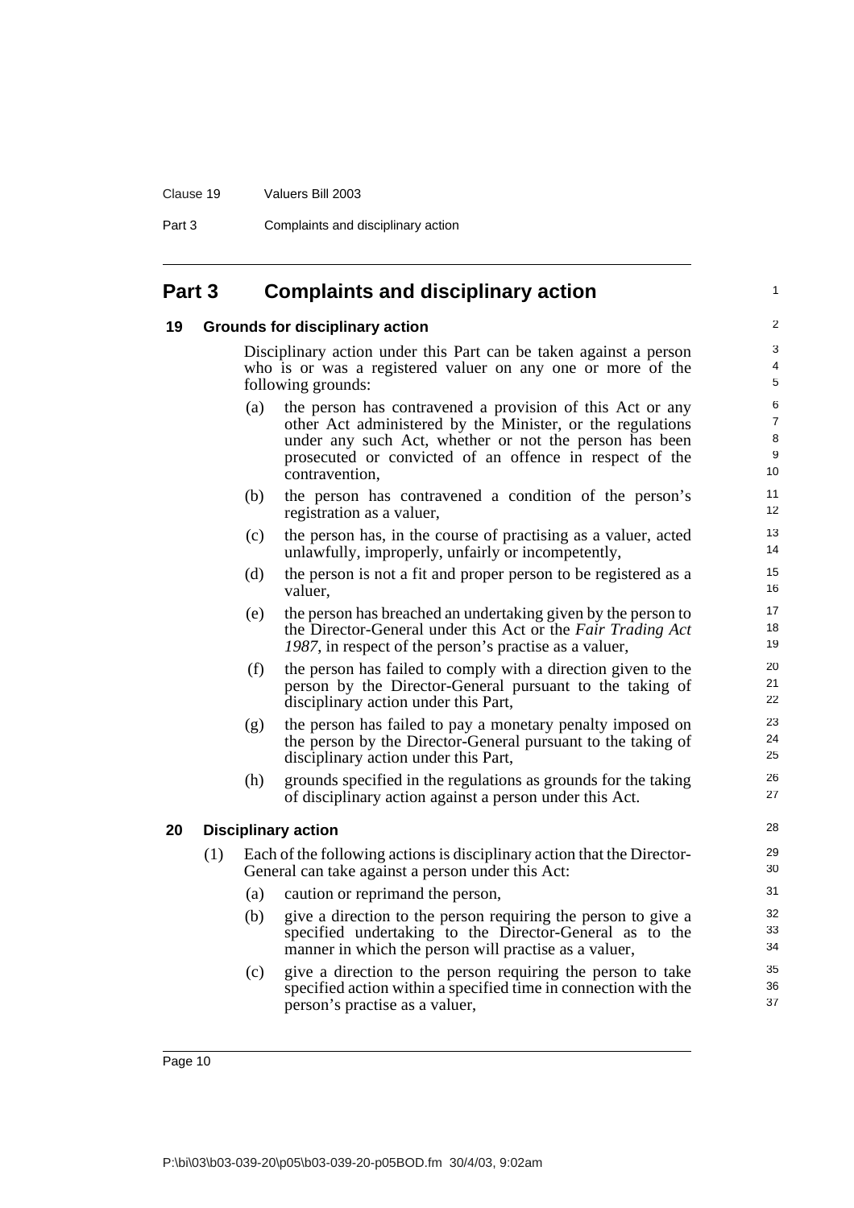## Part 3 Complaints and disciplinary action

### 19 Grounds for disciplinary action

Disciplinary action under this Part can be taken against a person who is or was a registered valuer on any one or more of the following grounds:

- (a) the person has contravened a provision of this Act or any other Act administered by the Minister, or the regulations under any such Act, whether or not the person has been prosecuted or convicted of an offence in respect of the contravention,
- (b) the person has contravened a condition of the person's registration as a valuer,
- (c) the person has, in the course of practising as a valuer, acted unlawfully, improperly, unfairly or incompetently,
- (d) the person is not a fit and proper person to be registered as a valuer,
- (e) the person has breached an undertaking given by the person to the Director-General under this Act or the *Fair Trading Act 1987*, in respect of the person's practise as a valuer,
- (f) the person has failed to comply with a direction given to the person by the Director-General pursuant to the taking of disciplinary action under this Part,
- (g) the person has failed to pay a monetary penalty imposed on the person by the Director-General pursuant to the taking of disciplinary action under this Part,
- (h) grounds specified in the regulations as grounds for the taking of disciplinary action against a person under this Act.

### 20 Disciplinary action

(1) Each of the following actions is disciplinary action that the Director-General can take against a person under this Act:

- (a) caution or reprimand the person,
- (b) give a direction to the person requiring the person to give a specified undertaking to the Director-General as to the manner in which the person will practise as a valuer,
- (c) give a direction to the person requiring the person to take specified action within a specified time in connection with the person's practise as a valuer,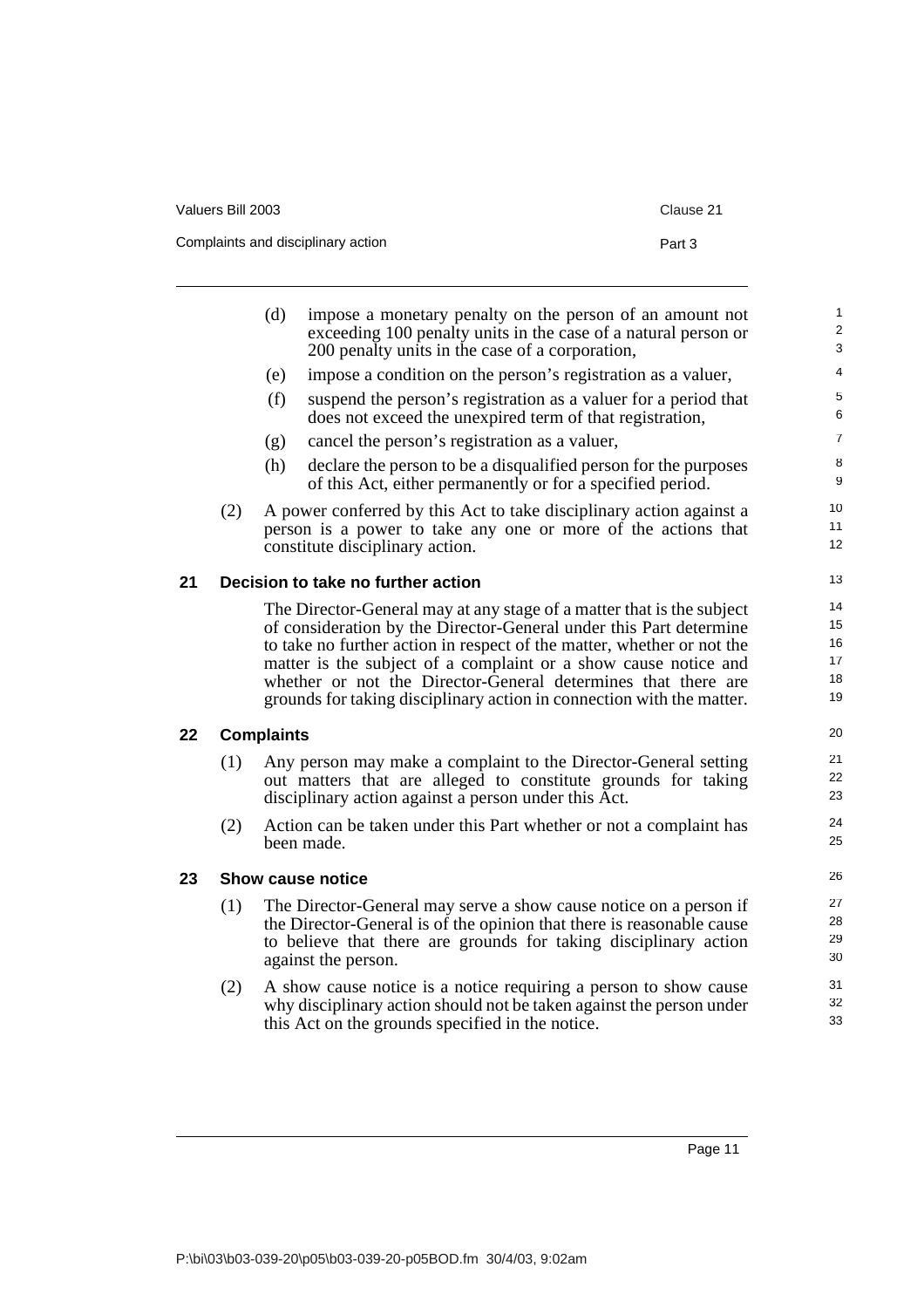(d) impose a monetary penalty on the person of an amount not exceeding 100 penalty units in the case of a natural person or 200 penalty units in the case of a corporation,

(e) impose a condition on the person's registration as a valuer,

(f) suspend the person's registration as a valuer for a period that does not exceed the unexpired term of that registration,

(g) cancel the person's registration as a valuer,

(h) declare the person to be a disqualified person for the purposes of this Act, either permanently or for a specified period.

(2) A power conferred by this Act to take disciplinary action against a person is a power to take any one or more of the actions that constitute disciplinary action.

## 21 Decision to take no further action

The Director-General may at any stage of a matter that is the subject of consideration by the Director-General under this Part determine to take no further action in respect of the matter, whether or not the matter is the subject of a complaint or a show cause notice and whether or not the Director-General determines that there are grounds for taking disciplinary action in connection with the matter.

## 22 Complaints

(1) Any person may make a complaint to the Director-General setting out matters that are alleged to constitute grounds for taking disciplinary action against a person under this Act.

(2) Action can be taken under this Part whether or not a complaint has been made.

## 23 Show cause notice

(1) The Director-General may serve a show cause notice on a person if the Director-General is of the opinion that there is reasonable cause to believe that there are grounds for taking disciplinary action against the person.

(2) A show cause notice is a notice requiring a person to show cause why disciplinary action should not be taken against the person under this Act on the grounds specified in the notice.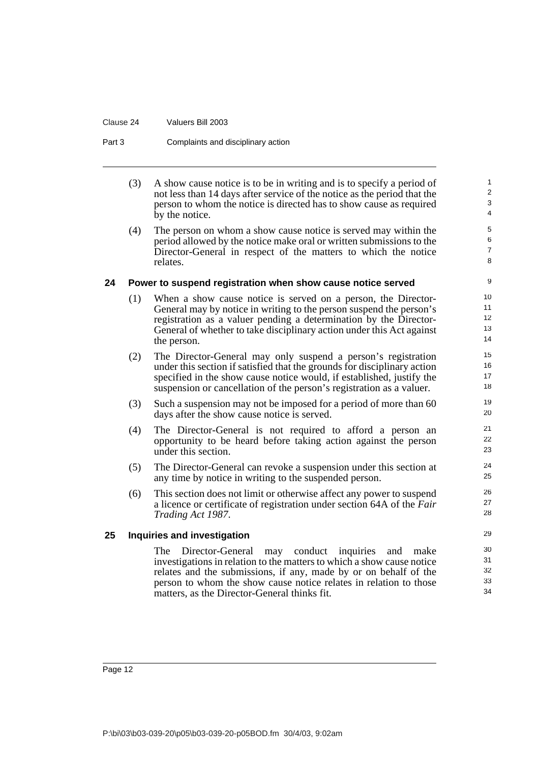(3) A show cause notice is to be in writing and is to specify a period of not less than 14 days after service of the notice as the period that the person to whom the notice is directed has to show cause as required by the notice.

(4) The person on whom a show cause notice is served may within the period allowed by the notice make oral or written submissions to the Director-General in respect of the matters to which the notice relates.

### 24 Power to suspend registration when show cause notice served

(1) When a show cause notice is served on a person, the Director-General may by notice in writing to the person suspend the person's registration as a valuer pending a determination by the Director-General of whether to take disciplinary action under this Act against the person.

(2) The Director-General may only suspend a person's registration under this section if satisfied that the grounds for disciplinary action specified in the show cause notice would, if established, justify the suspension or cancellation of the person's registration as a valuer.

(3) Such a suspension may not be imposed for a period of more than 60 days after the show cause notice is served.

(4) The Director-General is not required to afford a person an opportunity to be heard before taking action against the person under this section.

(5) The Director-General can revoke a suspension under this section at any time by notice in writing to the suspended person.

(6) This section does not limit or otherwise affect any power to suspend a licence or certificate of registration under section 64A of the *Fair Trading Act 1987*.

### 25 Inquiries and investigation

The Director-General may conduct inquiries and make investigations in relation to the matters to which a show cause notice relates and the submissions, if any, made by or on behalf of the person to whom the show cause notice relates in relation to those matters, as the Director-General thinks fit.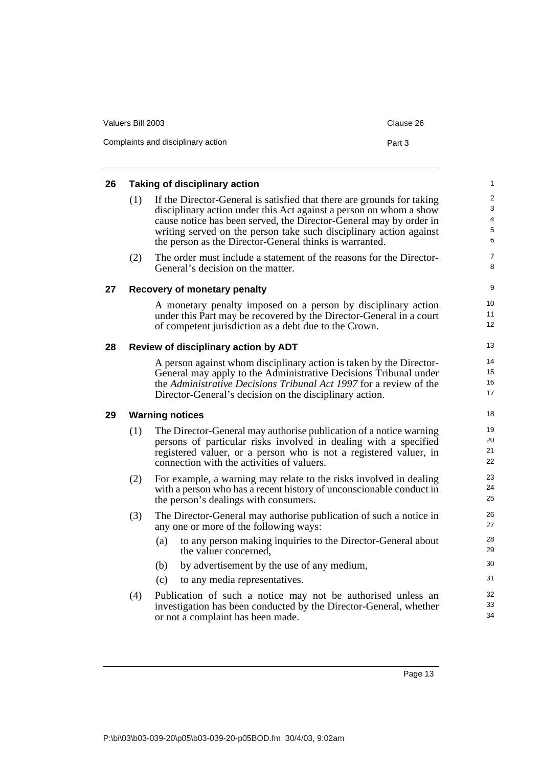## 26 Taking of disciplinary action

(1) If the Director-General is satisfied that there are grounds for taking disciplinary action under this Act against a person on whom a show cause notice has been served, the Director-General may by order in writing served on the person take such disciplinary action against the person as the Director-General thinks is warranted.

(2) The order must include a statement of the reasons for the Director-General's decision on the matter.

## 27 Recovery of monetary penalty

A monetary penalty imposed on a person by disciplinary action under this Part may be recovered by the Director-General in a court of competent jurisdiction as a debt due to the Crown.

## 28 Review of disciplinary action by ADT

A person against whom disciplinary action is taken by the Director-General may apply to the Administrative Decisions Tribunal under the *Administrative Decisions Tribunal Act 1997* for a review of the Director-General's decision on the disciplinary action.

## 29 Warning notices

(1) The Director-General may authorise publication of a notice warning persons of particular risks involved in dealing with a specified registered valuer, or a person who is not a registered valuer, in connection with the activities of valuers.

(2) For example, a warning may relate to the risks involved in dealing with a person who has a recent history of unconscionable conduct in the person's dealings with consumers.

(3) The Director-General may authorise publication of such a notice in any one or more of the following ways:

- (a) to any person making inquiries to the Director-General about the valuer concerned,
- (b) by advertisement by the use of any medium,
- (c) to any media representatives.

(4) Publication of such a notice may not be authorised unless an investigation has been conducted by the Director-General, whether or not a complaint has been made.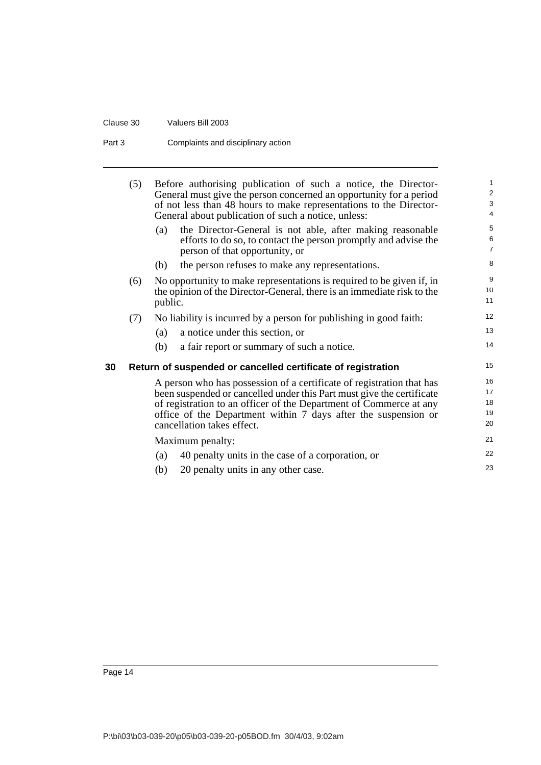(5) Before authorising publication of such a notice, the Director-General must give the person concerned an opportunity for a period of not less than 48 hours to make representations to the Director-General about publication of such a notice, unless:

(a) the Director-General is not able, after making reasonable efforts to do so, to contact the person promptly and advise the person of that opportunity, or

(b) the person refuses to make any representations.

(6) No opportunity to make representations is required to be given if, in the opinion of the Director-General, there is an immediate risk to the public.

(7) No liability is incurred by a person for publishing in good faith:

(a) a notice under this section, or

(b) a fair report or summary of such a notice.

## 30 Return of suspended or cancelled certificate of registration

A person who has possession of a certificate of registration that has been suspended or cancelled under this Part must give the certificate of registration to an officer of the Department of Commerce at any office of the Department within 7 days after the suspension or cancellation takes effect.

Maximum penalty:

(a) 40 penalty units in the case of a corporation, or

(b) 20 penalty units in any other case.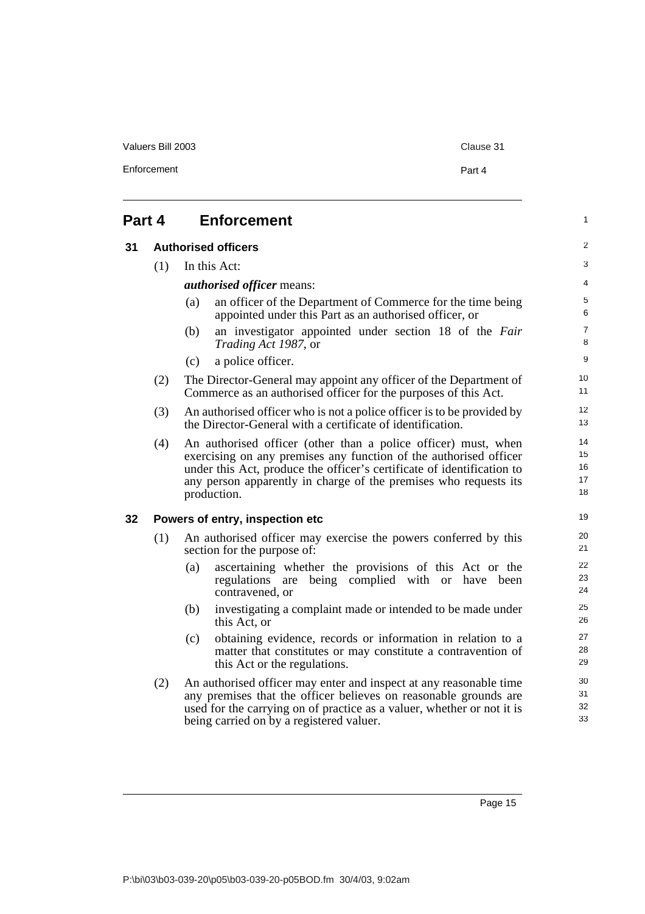## Part 4 Enforcement

### 31 Authorised officers

(1) In this Act:

***authorised officer*** means:

(a) an officer of the Department of Commerce for the time being appointed under this Part as an authorised officer, or

(b) an investigator appointed under section 18 of the *Fair Trading Act 1987*, or

(c) a police officer.

(2) The Director-General may appoint any officer of the Department of Commerce as an authorised officer for the purposes of this Act.

(3) An authorised officer who is not a police officer is to be provided by the Director-General with a certificate of identification.

(4) An authorised officer (other than a police officer) must, when exercising on any premises any function of the authorised officer under this Act, produce the officer's certificate of identification to any person apparently in charge of the premises who requests its production.

### 32 Powers of entry, inspection etc

(1) An authorised officer may exercise the powers conferred by this section for the purpose of:

(a) ascertaining whether the provisions of this Act or the regulations are being complied with or have been contravened, or

(b) investigating a complaint made or intended to be made under this Act, or

(c) obtaining evidence, records or information in relation to a matter that constitutes or may constitute a contravention of this Act or the regulations.

(2) An authorised officer may enter and inspect at any reasonable time any premises that the officer believes on reasonable grounds are used for the carrying on of practice as a valuer, whether or not it is being carried on by a registered valuer.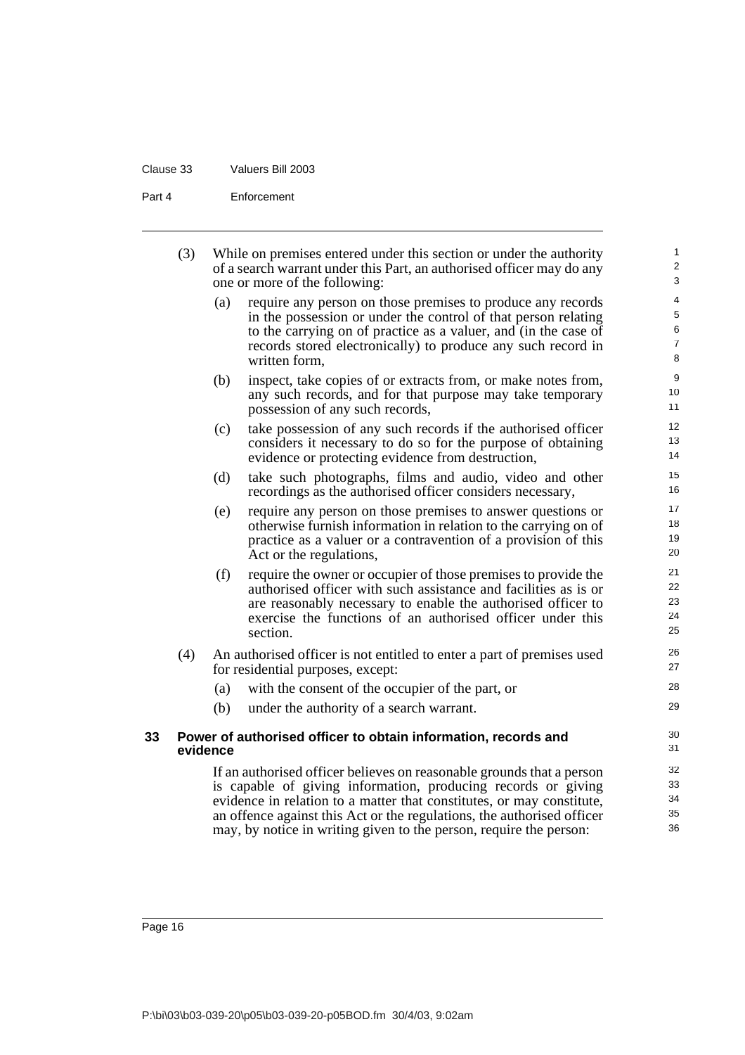(3) While on premises entered under this section or under the authority of a search warrant under this Part, an authorised officer may do any one or more of the following:

(a) require any person on those premises to produce any records in the possession or under the control of that person relating to the carrying on of practice as a valuer, and (in the case of records stored electronically) to produce any such record in written form,

(b) inspect, take copies of or extracts from, or make notes from, any such records, and for that purpose may take temporary possession of any such records,

(c) take possession of any such records if the authorised officer considers it necessary to do so for the purpose of obtaining evidence or protecting evidence from destruction,

(d) take such photographs, films and audio, video and other recordings as the authorised officer considers necessary,

(e) require any person on those premises to answer questions or otherwise furnish information in relation to the carrying on of practice as a valuer or a contravention of a provision of this Act or the regulations,

(f) require the owner or occupier of those premises to provide the authorised officer with such assistance and facilities as is or are reasonably necessary to enable the authorised officer to exercise the functions of an authorised officer under this section.

(4) An authorised officer is not entitled to enter a part of premises used for residential purposes, except:

(a) with the consent of the occupier of the part, or

(b) under the authority of a search warrant.

### 33 Power of authorised officer to obtain information, records and evidence

If an authorised officer believes on reasonable grounds that a person is capable of giving information, producing records or giving evidence in relation to a matter that constitutes, or may constitute, an offence against this Act or the regulations, the authorised officer may, by notice in writing given to the person, require the person: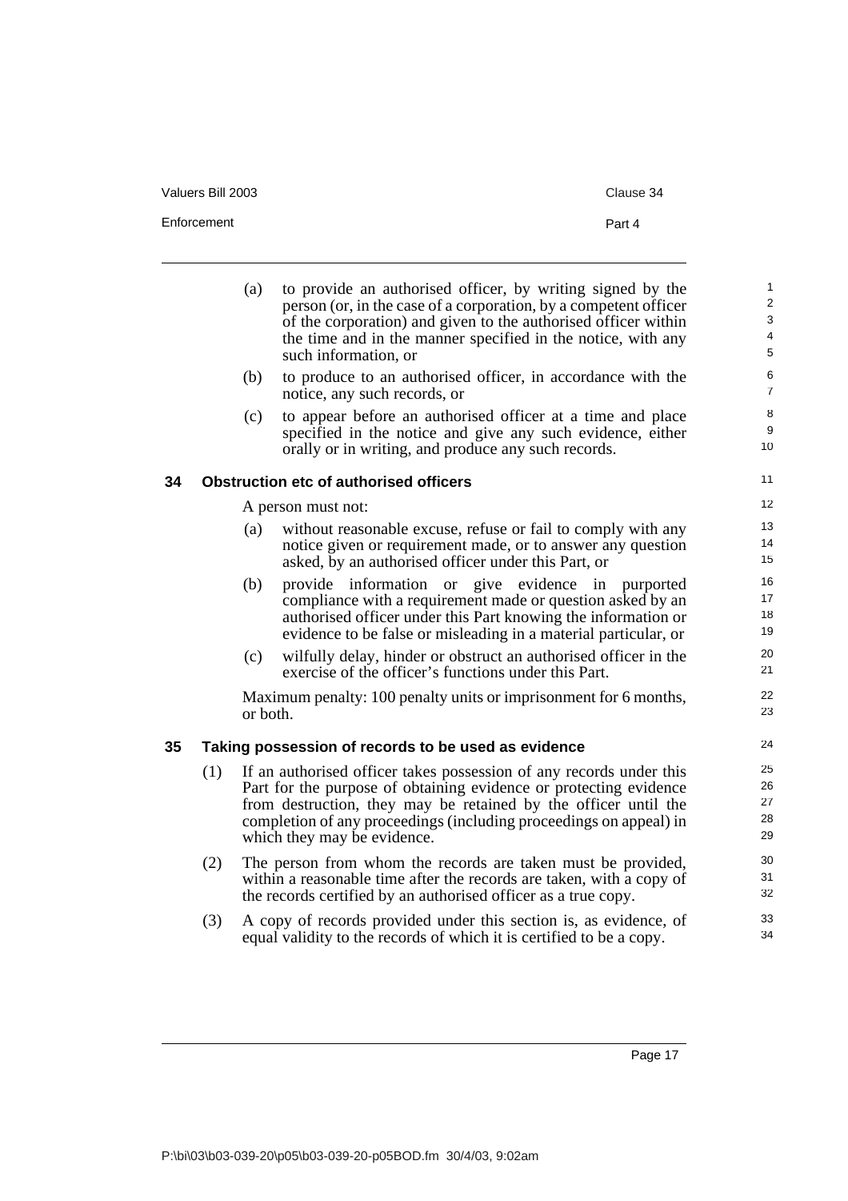(a) to provide an authorised officer, by writing signed by the person (or, in the case of a corporation, by a competent officer of the corporation) and given to the authorised officer within the time and in the manner specified in the notice, with any such information, or

(b) to produce to an authorised officer, in accordance with the notice, any such records, or

(c) to appear before an authorised officer at a time and place specified in the notice and give any such evidence, either orally or in writing, and produce any such records.

### 34 Obstruction etc of authorised officers

A person must not:

(a) without reasonable excuse, refuse or fail to comply with any notice given or requirement made, or to answer any question asked, by an authorised officer under this Part, or

(b) provide information or give evidence in purported compliance with a requirement made or question asked by an authorised officer under this Part knowing the information or evidence to be false or misleading in a material particular, or

(c) wilfully delay, hinder or obstruct an authorised officer in the exercise of the officer's functions under this Part.

Maximum penalty: 100 penalty units or imprisonment for 6 months, or both.

### 35 Taking possession of records to be used as evidence

(1) If an authorised officer takes possession of any records under this Part for the purpose of obtaining evidence or protecting evidence from destruction, they may be retained by the officer until the completion of any proceedings (including proceedings on appeal) in which they may be evidence.

(2) The person from whom the records are taken must be provided, within a reasonable time after the records are taken, with a copy of the records certified by an authorised officer as a true copy.

(3) A copy of records provided under this section is, as evidence, of equal validity to the records of which it is certified to be a copy.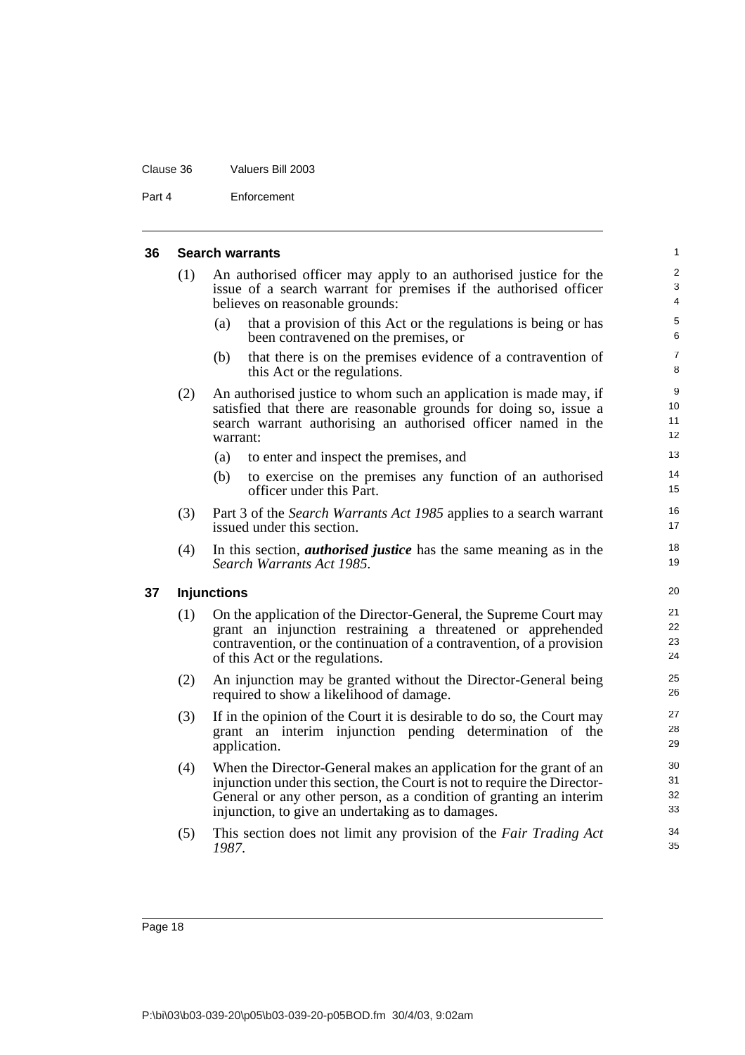### 36 Search warrants

(1) An authorised officer may apply to an authorised justice for the issue of a search warrant for premises if the authorised officer believes on reasonable grounds:

(a) that a provision of this Act or the regulations is being or has been contravened on the premises, or

(b) that there is on the premises evidence of a contravention of this Act or the regulations.

(2) An authorised justice to whom such an application is made may, if satisfied that there are reasonable grounds for doing so, issue a search warrant authorising an authorised officer named in the warrant:

(a) to enter and inspect the premises, and

(b) to exercise on the premises any function of an authorised officer under this Part.

(3) Part 3 of the *Search Warrants Act 1985* applies to a search warrant issued under this section.

(4) In this section, ***authorised justice*** has the same meaning as in the *Search Warrants Act 1985*.

### 37 Injunctions

(1) On the application of the Director-General, the Supreme Court may grant an injunction restraining a threatened or apprehended contravention, or the continuation of a contravention, of a provision of this Act or the regulations.

(2) An injunction may be granted without the Director-General being required to show a likelihood of damage.

(3) If in the opinion of the Court it is desirable to do so, the Court may grant an interim injunction pending determination of the application.

(4) When the Director-General makes an application for the grant of an injunction under this section, the Court is not to require the Director-General or any other person, as a condition of granting an interim injunction, to give an undertaking as to damages.

(5) This section does not limit any provision of the *Fair Trading Act 1987*.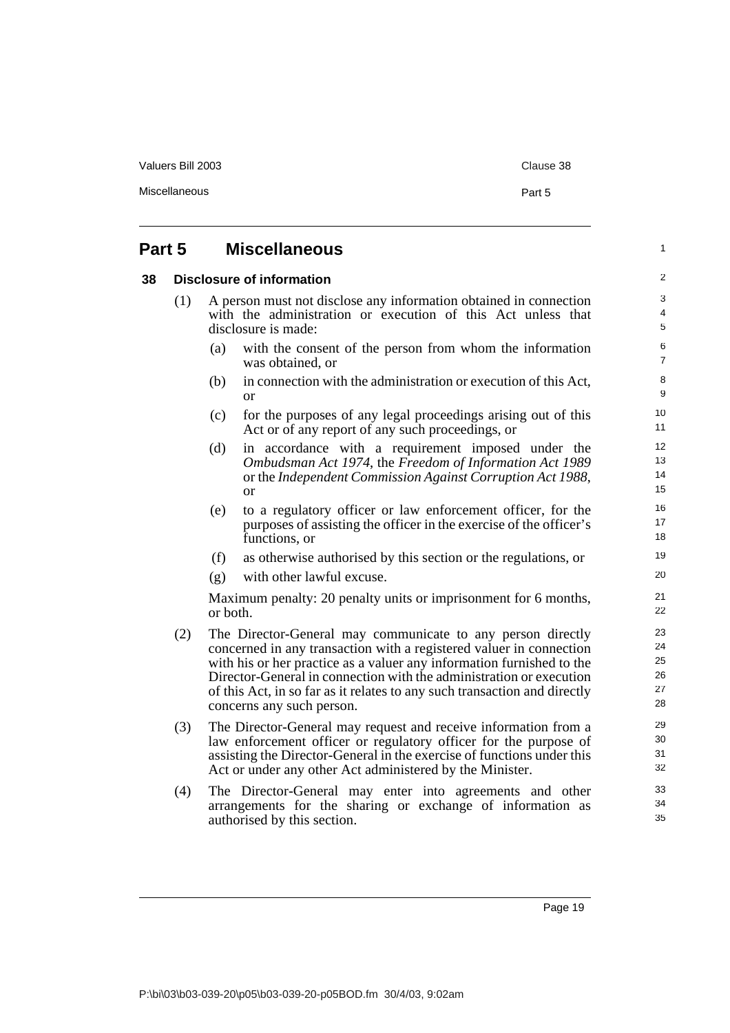## Part 5 Miscellaneous

### 38 Disclosure of information

(1) A person must not disclose any information obtained in connection with the administration or execution of this Act unless that disclosure is made:

(a) with the consent of the person from whom the information was obtained, or

(b) in connection with the administration or execution of this Act, or

(c) for the purposes of any legal proceedings arising out of this Act or of any report of any such proceedings, or

(d) in accordance with a requirement imposed under the *Ombudsman Act 1974*, the *Freedom of Information Act 1989* or the *Independent Commission Against Corruption Act 1988*, or

(e) to a regulatory officer or law enforcement officer, for the purposes of assisting the officer in the exercise of the officer's functions, or

(f) as otherwise authorised by this section or the regulations, or

(g) with other lawful excuse.

Maximum penalty: 20 penalty units or imprisonment for 6 months, or both.

(2) The Director-General may communicate to any person directly concerned in any transaction with a registered valuer in connection with his or her practice as a valuer any information furnished to the Director-General in connection with the administration or execution of this Act, in so far as it relates to any such transaction and directly concerns any such person.

(3) The Director-General may request and receive information from a law enforcement officer or regulatory officer for the purpose of assisting the Director-General in the exercise of functions under this Act or under any other Act administered by the Minister.

(4) The Director-General may enter into agreements and other arrangements for the sharing or exchange of information as authorised by this section.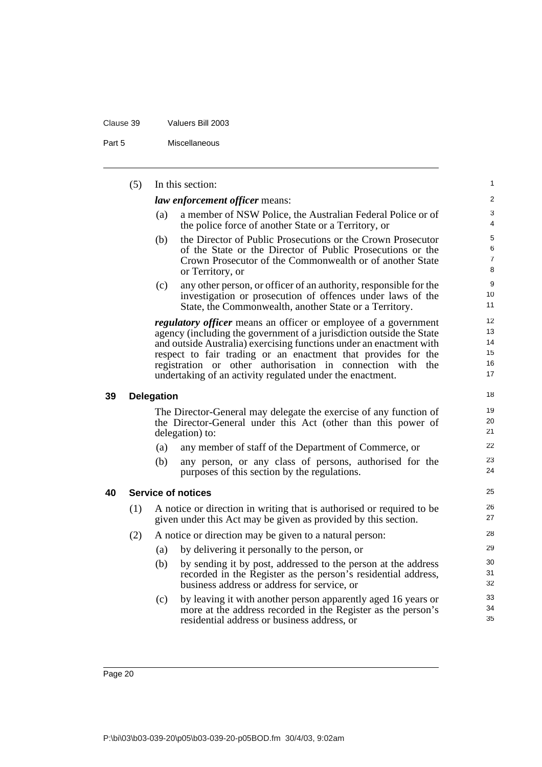(5) In this section:

***law enforcement officer*** means:

(a) a member of NSW Police, the Australian Federal Police or of the police force of another State or a Territory, or

(b) the Director of Public Prosecutions or the Crown Prosecutor of the State or the Director of Public Prosecutions or the Crown Prosecutor of the Commonwealth or of another State or Territory, or

(c) any other person, or officer of an authority, responsible for the investigation or prosecution of offences under laws of the State, the Commonwealth, another State or a Territory.

***regulatory officer*** means an officer or employee of a government agency (including the government of a jurisdiction outside the State and outside Australia) exercising functions under an enactment with respect to fair trading or an enactment that provides for the registration or other authorisation in connection with the undertaking of an activity regulated under the enactment.

## 39 Delegation

The Director-General may delegate the exercise of any function of the Director-General under this Act (other than this power of delegation) to:

(a) any member of staff of the Department of Commerce, or

(b) any person, or any class of persons, authorised for the purposes of this section by the regulations.

## 40 Service of notices

(1) A notice or direction in writing that is authorised or required to be given under this Act may be given as provided by this section.

(2) A notice or direction may be given to a natural person:

(a) by delivering it personally to the person, or

(b) by sending it by post, addressed to the person at the address recorded in the Register as the person's residential address, business address or address for service, or

(c) by leaving it with another person apparently aged 16 years or more at the address recorded in the Register as the person's residential address or business address, or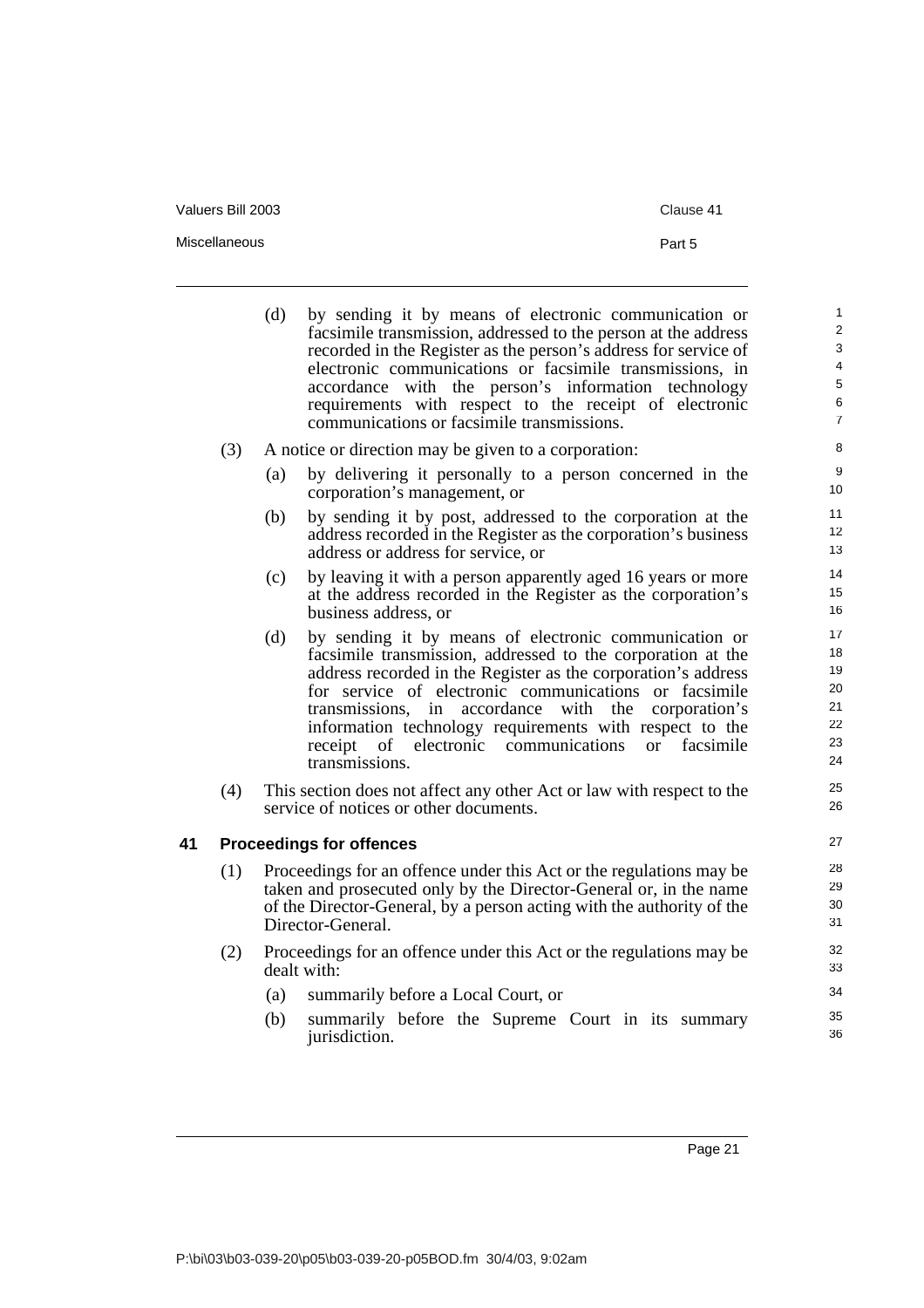(d) by sending it by means of electronic communication or facsimile transmission, addressed to the person at the address recorded in the Register as the person's address for service of electronic communications or facsimile transmissions, in accordance with the person's information technology requirements with respect to the receipt of electronic communications or facsimile transmissions.

(3) A notice or direction may be given to a corporation:

(a) by delivering it personally to a person concerned in the corporation's management, or

(b) by sending it by post, addressed to the corporation at the address recorded in the Register as the corporation's business address or address for service, or

(c) by leaving it with a person apparently aged 16 years or more at the address recorded in the Register as the corporation's business address, or

(d) by sending it by means of electronic communication or facsimile transmission, addressed to the corporation at the address recorded in the Register as the corporation's address for service of electronic communications or facsimile transmissions, in accordance with the corporation's information technology requirements with respect to the receipt of electronic communications or facsimile transmissions.

(4) This section does not affect any other Act or law with respect to the service of notices or other documents.

## 41 Proceedings for offences

(1) Proceedings for an offence under this Act or the regulations may be taken and prosecuted only by the Director-General or, in the name of the Director-General, by a person acting with the authority of the Director-General.

(2) Proceedings for an offence under this Act or the regulations may be dealt with:

(a) summarily before a Local Court, or

(b) summarily before the Supreme Court in its summary jurisdiction.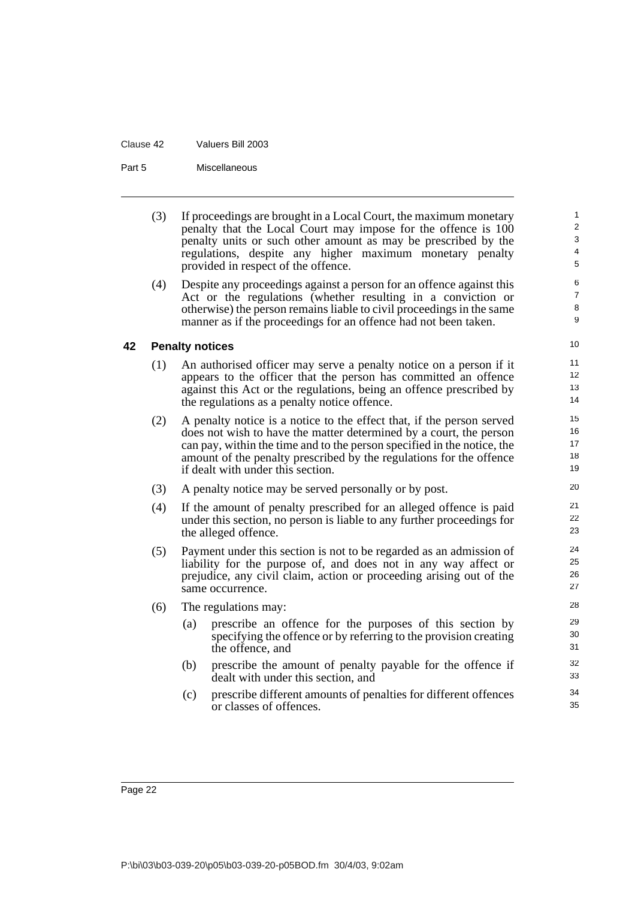(3) If proceedings are brought in a Local Court, the maximum monetary penalty that the Local Court may impose for the offence is 100 penalty units or such other amount as may be prescribed by the regulations, despite any higher maximum monetary penalty provided in respect of the offence.

(4) Despite any proceedings against a person for an offence against this Act or the regulations (whether resulting in a conviction or otherwise) the person remains liable to civil proceedings in the same manner as if the proceedings for an offence had not been taken.

## 42 Penalty notices

(1) An authorised officer may serve a penalty notice on a person if it appears to the officer that the person has committed an offence against this Act or the regulations, being an offence prescribed by the regulations as a penalty notice offence.

(2) A penalty notice is a notice to the effect that, if the person served does not wish to have the matter determined by a court, the person can pay, within the time and to the person specified in the notice, the amount of the penalty prescribed by the regulations for the offence if dealt with under this section.

(3) A penalty notice may be served personally or by post.

(4) If the amount of penalty prescribed for an alleged offence is paid under this section, no person is liable to any further proceedings for the alleged offence.

(5) Payment under this section is not to be regarded as an admission of liability for the purpose of, and does not in any way affect or prejudice, any civil claim, action or proceeding arising out of the same occurrence.

(6) The regulations may:

- (a) prescribe an offence for the purposes of this section by specifying the offence or by referring to the provision creating the offence, and
- (b) prescribe the amount of penalty payable for the offence if dealt with under this section, and
- (c) prescribe different amounts of penalties for different offences or classes of offences.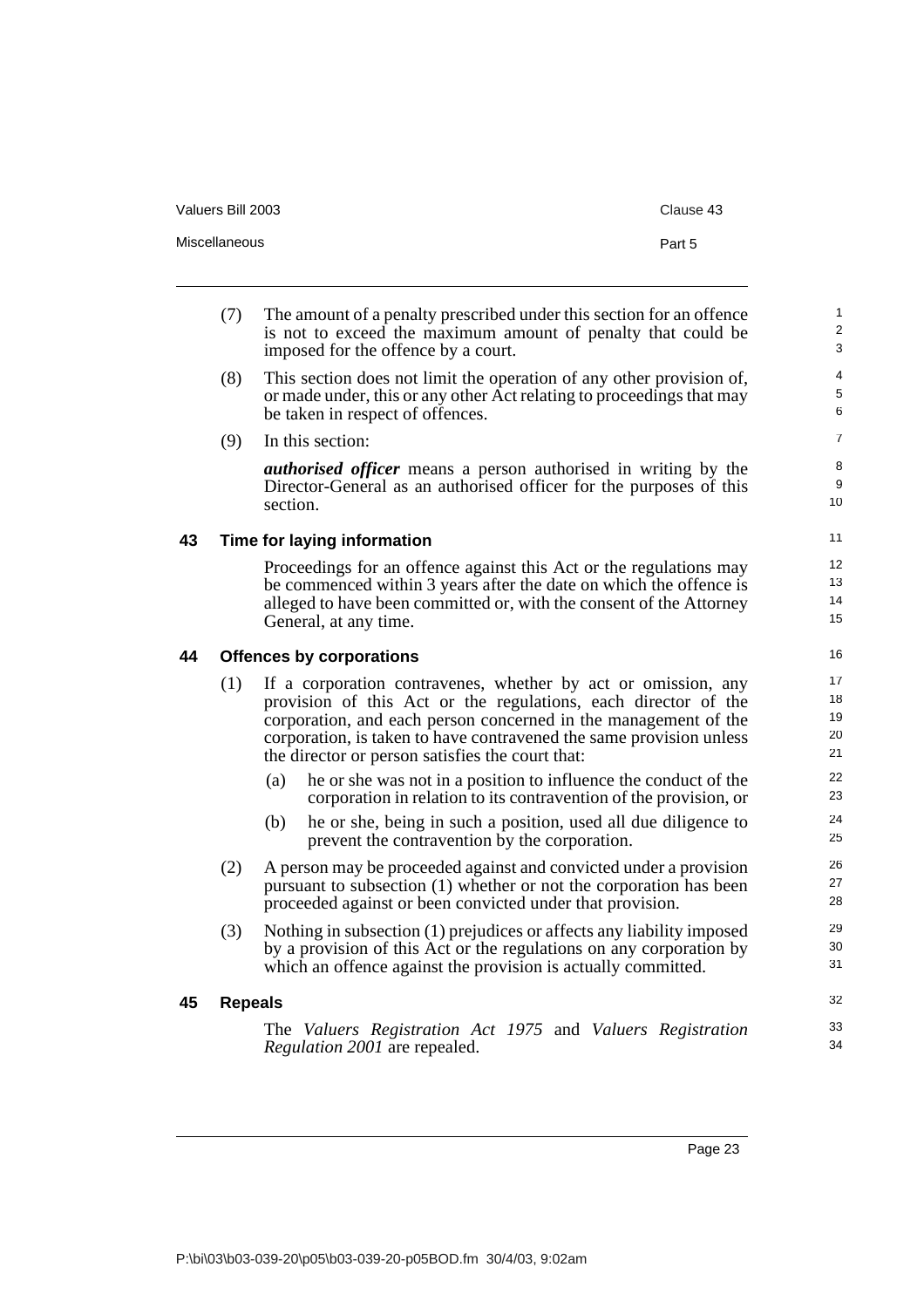(7) The amount of a penalty prescribed under this section for an offence is not to exceed the maximum amount of penalty that could be imposed for the offence by a court.

(8) This section does not limit the operation of any other provision of, or made under, this or any other Act relating to proceedings that may be taken in respect of offences.

(9) In this section:

***authorised officer*** means a person authorised in writing by the Director-General as an authorised officer for the purposes of this section.

## 43 Time for laying information

Proceedings for an offence against this Act or the regulations may be commenced within 3 years after the date on which the offence is alleged to have been committed or, with the consent of the Attorney General, at any time.

## 44 Offences by corporations

(1) If a corporation contravenes, whether by act or omission, any provision of this Act or the regulations, each director of the corporation, and each person concerned in the management of the corporation, is taken to have contravened the same provision unless the director or person satisfies the court that:

- (a) he or she was not in a position to influence the conduct of the corporation in relation to its contravention of the provision, or
- (b) he or she, being in such a position, used all due diligence to prevent the contravention by the corporation.

(2) A person may be proceeded against and convicted under a provision pursuant to subsection (1) whether or not the corporation has been proceeded against or been convicted under that provision.

(3) Nothing in subsection (1) prejudices or affects any liability imposed by a provision of this Act or the regulations on any corporation by which an offence against the provision is actually committed.

## 45 Repeals

The *Valuers Registration Act 1975* and *Valuers Registration Regulation 2001* are repealed.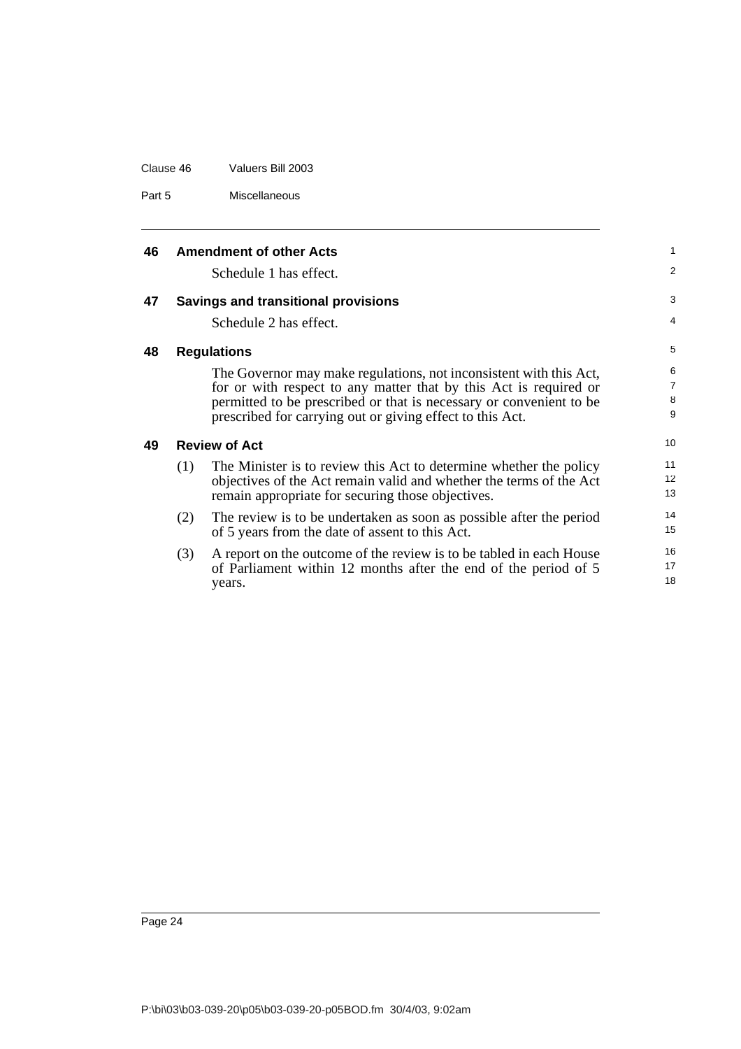### 46 Amendment of other Acts

Schedule 1 has effect.

### 47 Savings and transitional provisions

Schedule 2 has effect.

### 48 Regulations

The Governor may make regulations, not inconsistent with this Act, for or with respect to any matter that by this Act is required or permitted to be prescribed or that is necessary or convenient to be prescribed for carrying out or giving effect to this Act.

### 49 Review of Act

(1) The Minister is to review this Act to determine whether the policy objectives of the Act remain valid and whether the terms of the Act remain appropriate for securing those objectives.

(2) The review is to be undertaken as soon as possible after the period of 5 years from the date of assent to this Act.

(3) A report on the outcome of the review is to be tabled in each House of Parliament within 12 months after the end of the period of 5 years.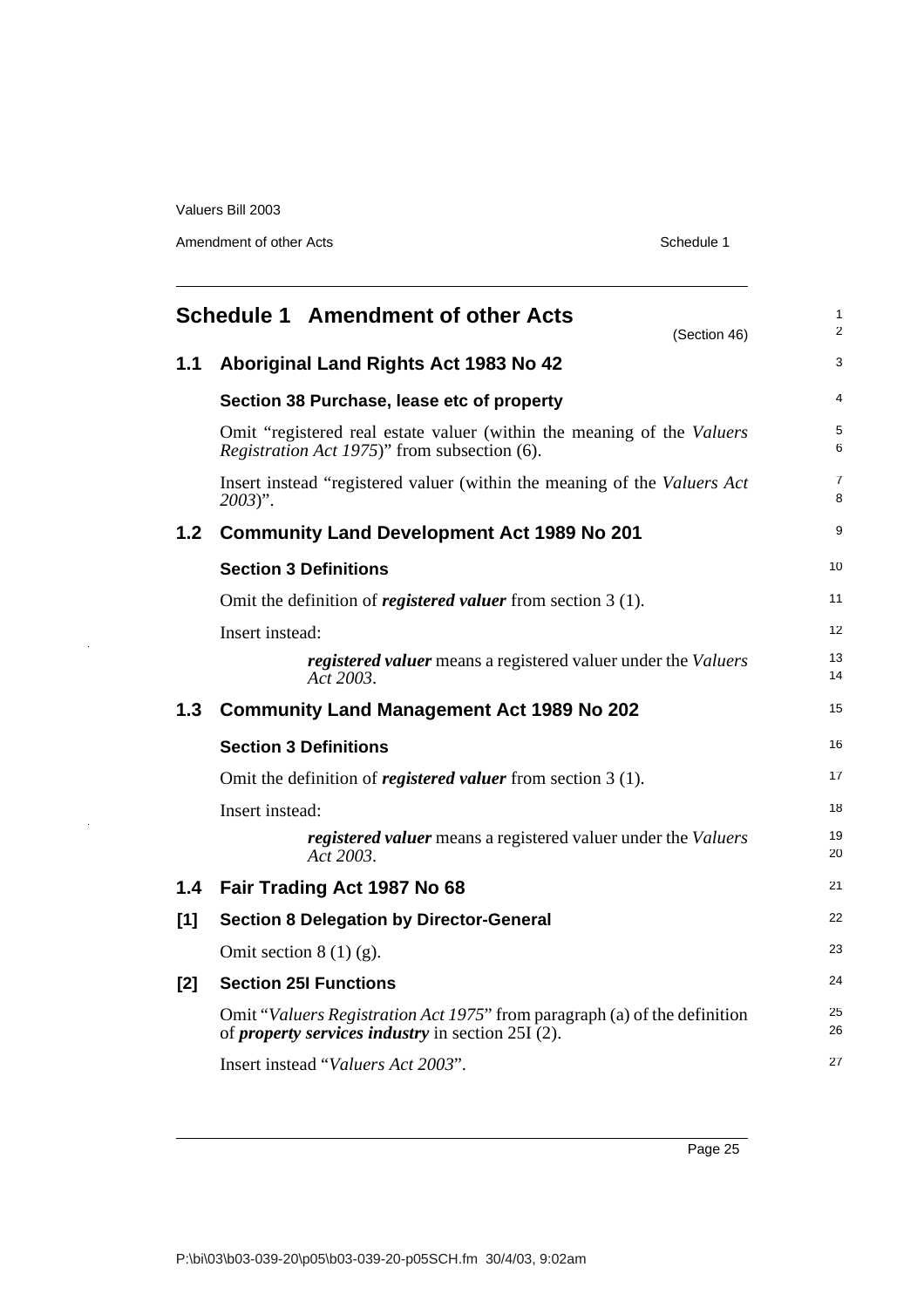# Schedule 1 Amendment of other Acts

(Section 46)

## 1.1 Aboriginal Land Rights Act 1983 No 42

### Section 38 Purchase, lease etc of property

Omit "registered real estate valuer (within the meaning of the *Valuers Registration Act 1975*)" from subsection (6).

Insert instead "registered valuer (within the meaning of the *Valuers Act 2003*)".

## 1.2 Community Land Development Act 1989 No 201

### Section 3 Definitions

Omit the definition of ***registered valuer*** from section 3 (1).

Insert instead:

> ***registered valuer*** means a registered valuer under the *Valuers Act 2003*.

## 1.3 Community Land Management Act 1989 No 202

### Section 3 Definitions

Omit the definition of ***registered valuer*** from section 3 (1).

Insert instead:

> ***registered valuer*** means a registered valuer under the *Valuers Act 2003*.

## 1.4 Fair Trading Act 1987 No 68

### [1] Section 8 Delegation by Director-General

Omit section 8 (1) (g).

### [2] Section 25I Functions

Omit "*Valuers Registration Act 1975*" from paragraph (a) of the definition of ***property services industry*** in section 25I (2).

Insert instead "*Valuers Act 2003*".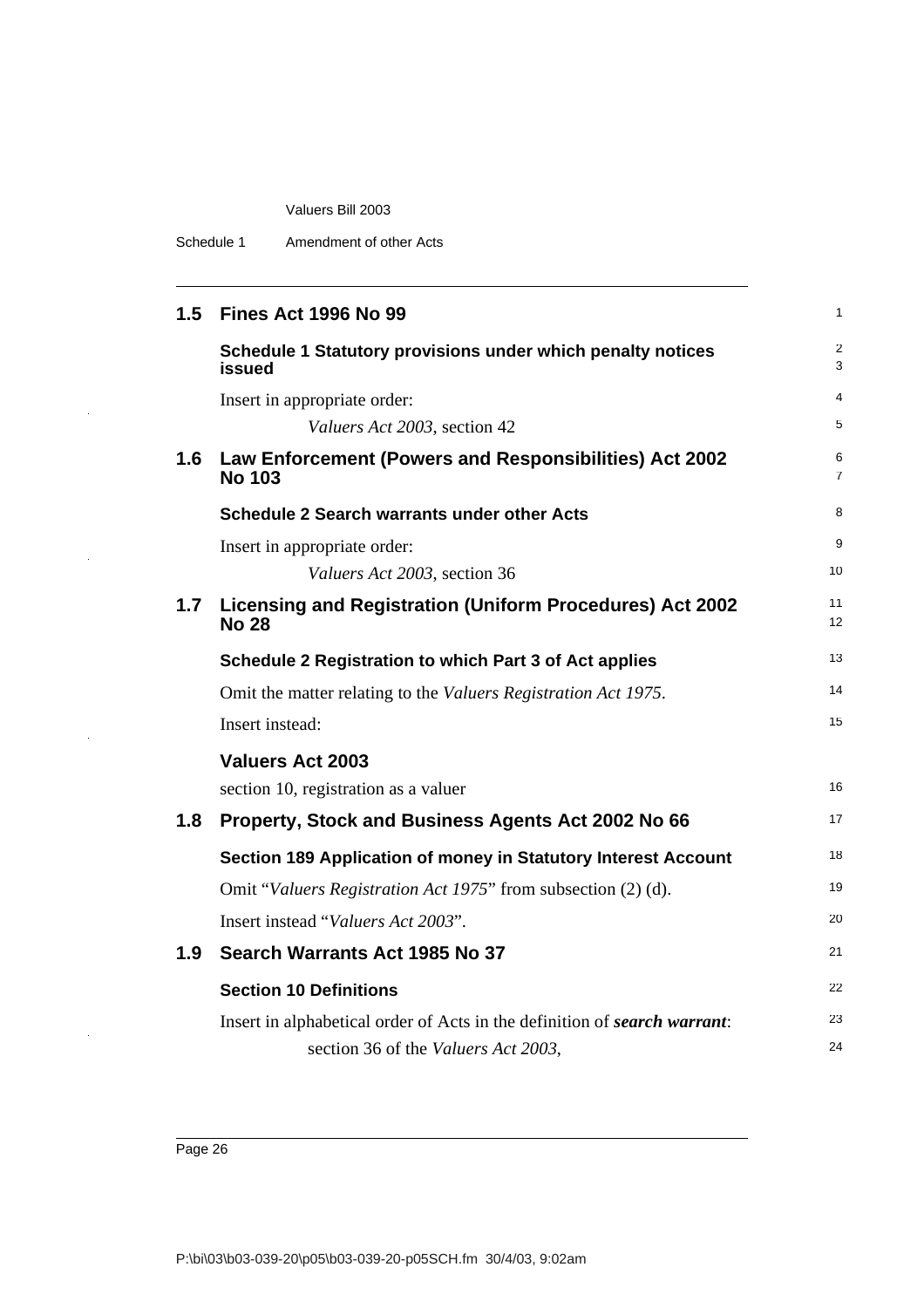## 1.5 Fines Act 1996 No 99

### Schedule 1 Statutory provisions under which penalty notices issued

Insert in appropriate order:

*Valuers Act 2003*, section 42

## 1.6 Law Enforcement (Powers and Responsibilities) Act 2002 No 103

### Schedule 2 Search warrants under other Acts

Insert in appropriate order:

*Valuers Act 2003*, section 36

## 1.7 Licensing and Registration (Uniform Procedures) Act 2002 No 28

### Schedule 2 Registration to which Part 3 of Act applies

Omit the matter relating to the *Valuers Registration Act 1975*.

Insert instead:

**Valuers Act 2003**

section 10, registration as a valuer

## 1.8 Property, Stock and Business Agents Act 2002 No 66

### Section 189 Application of money in Statutory Interest Account

Omit "*Valuers Registration Act 1975*" from subsection (2) (d).

Insert instead "*Valuers Act 2003*".

## 1.9 Search Warrants Act 1985 No 37

### Section 10 Definitions

Insert in alphabetical order of Acts in the definition of ***search warrant***:

section 36 of the *Valuers Act 2003*,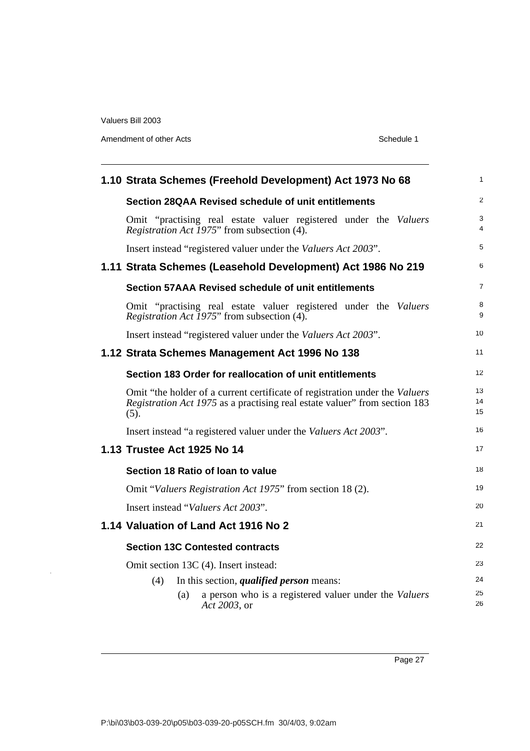## 1.10 Strata Schemes (Freehold Development) Act 1973 No 68

### Section 28QAA Revised schedule of unit entitlements

Omit "practising real estate valuer registered under the *Valuers Registration Act 1975*" from subsection (4).

Insert instead "registered valuer under the *Valuers Act 2003*".

## 1.11 Strata Schemes (Leasehold Development) Act 1986 No 219

### Section 57AAA Revised schedule of unit entitlements

Omit "practising real estate valuer registered under the *Valuers Registration Act 1975*" from subsection (4).

Insert instead "registered valuer under the *Valuers Act 2003*".

## 1.12 Strata Schemes Management Act 1996 No 138

### Section 183 Order for reallocation of unit entitlements

Omit "the holder of a current certificate of registration under the *Valuers Registration Act 1975* as a practising real estate valuer" from section 183 (5).

Insert instead "a registered valuer under the *Valuers Act 2003*".

## 1.13 Trustee Act 1925 No 14

### Section 18 Ratio of loan to value

Omit "*Valuers Registration Act 1975*" from section 18 (2).

Insert instead "*Valuers Act 2003*".

## 1.14 Valuation of Land Act 1916 No 2

### Section 13C Contested contracts

Omit section 13C (4). Insert instead:

(4) In this section, ***qualified person*** means:

(a) a person who is a registered valuer under the *Valuers Act 2003*, or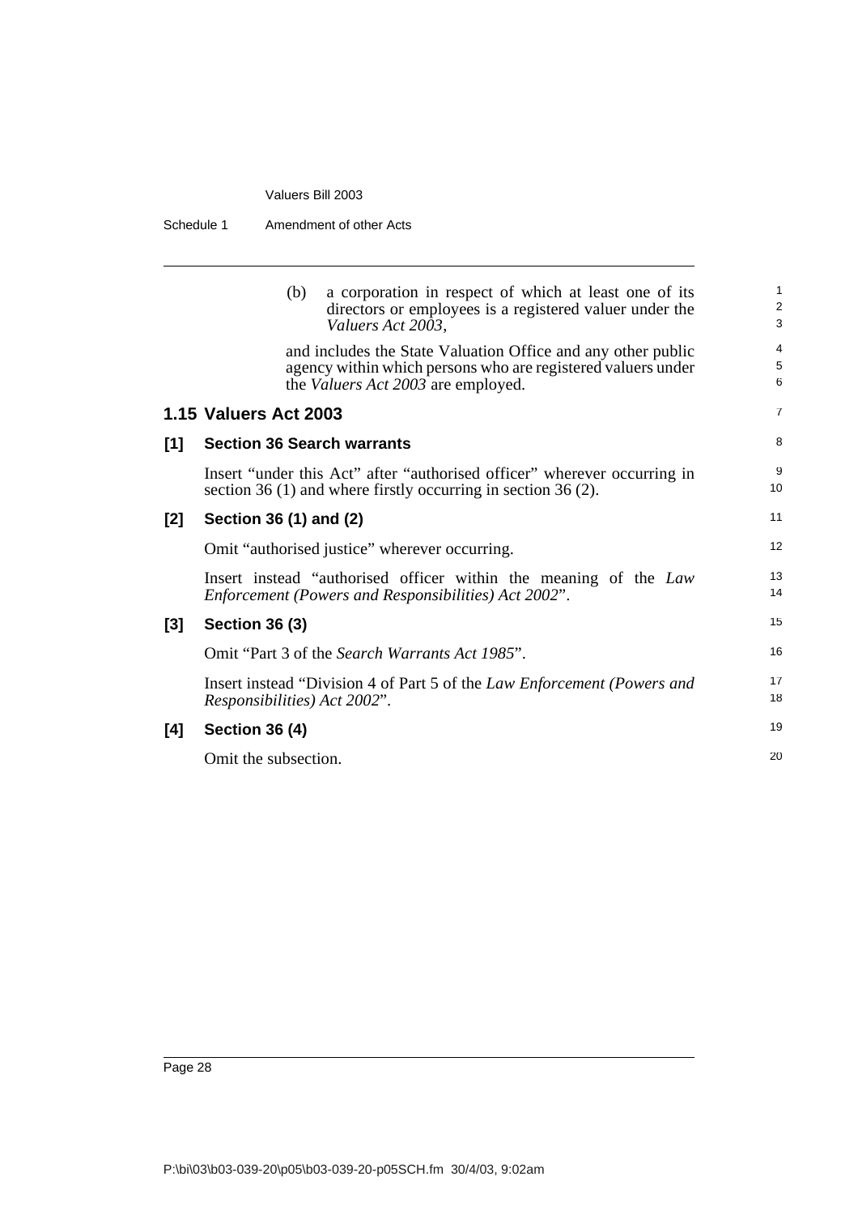(b) a corporation in respect of which at least one of its directors or employees is a registered valuer under the *Valuers Act 2003*,

and includes the State Valuation Office and any other public agency within which persons who are registered valuers under the *Valuers Act 2003* are employed.

## 1.15 Valuers Act 2003

### [1] Section 36 Search warrants

Insert "under this Act" after "authorised officer" wherever occurring in section 36 (1) and where firstly occurring in section 36 (2).

### [2] Section 36 (1) and (2)

Omit "authorised justice" wherever occurring.

Insert instead "authorised officer within the meaning of the *Law Enforcement (Powers and Responsibilities) Act 2002*".

### [3] Section 36 (3)

Omit "Part 3 of the *Search Warrants Act 1985*".

Insert instead "Division 4 of Part 5 of the *Law Enforcement (Powers and Responsibilities) Act 2002*".

### [4] Section 36 (4)

Omit the subsection.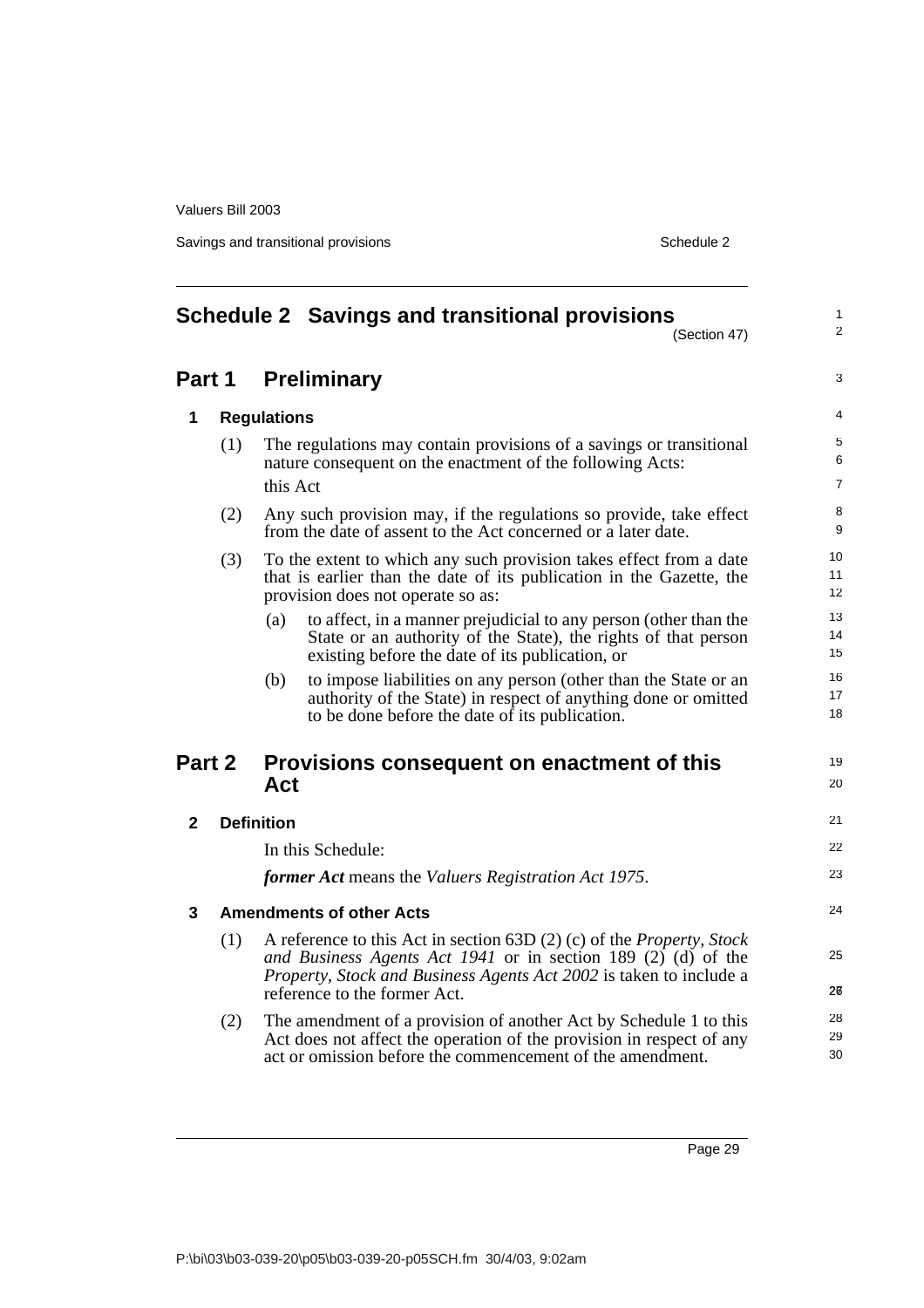# Schedule 2 Savings and transitional provisions

(Section 47)

## Part 1 Preliminary

### 1 Regulations

(1) The regulations may contain provisions of a savings or transitional nature consequent on the enactment of the following Acts:

this Act

(2) Any such provision may, if the regulations so provide, take effect from the date of assent to the Act concerned or a later date.

(3) To the extent to which any such provision takes effect from a date that is earlier than the date of its publication in the Gazette, the provision does not operate so as:

(a) to affect, in a manner prejudicial to any person (other than the State or an authority of the State), the rights of that person existing before the date of its publication, or

(b) to impose liabilities on any person (other than the State or an authority of the State) in respect of anything done or omitted to be done before the date of its publication.

## Part 2 Provisions consequent on enactment of this Act

### 2 Definition

In this Schedule:

***former Act*** means the *Valuers Registration Act 1975*.

### 3 Amendments of other Acts

(1) A reference to this Act in section 63D (2) (c) of the *Property, Stock and Business Agents Act 1941* or in section 189 (2) (d) of the *Property, Stock and Business Agents Act 2002* is taken to include a reference to the former Act.

(2) The amendment of a provision of another Act by Schedule 1 to this Act does not affect the operation of the provision in respect of any act or omission before the commencement of the amendment.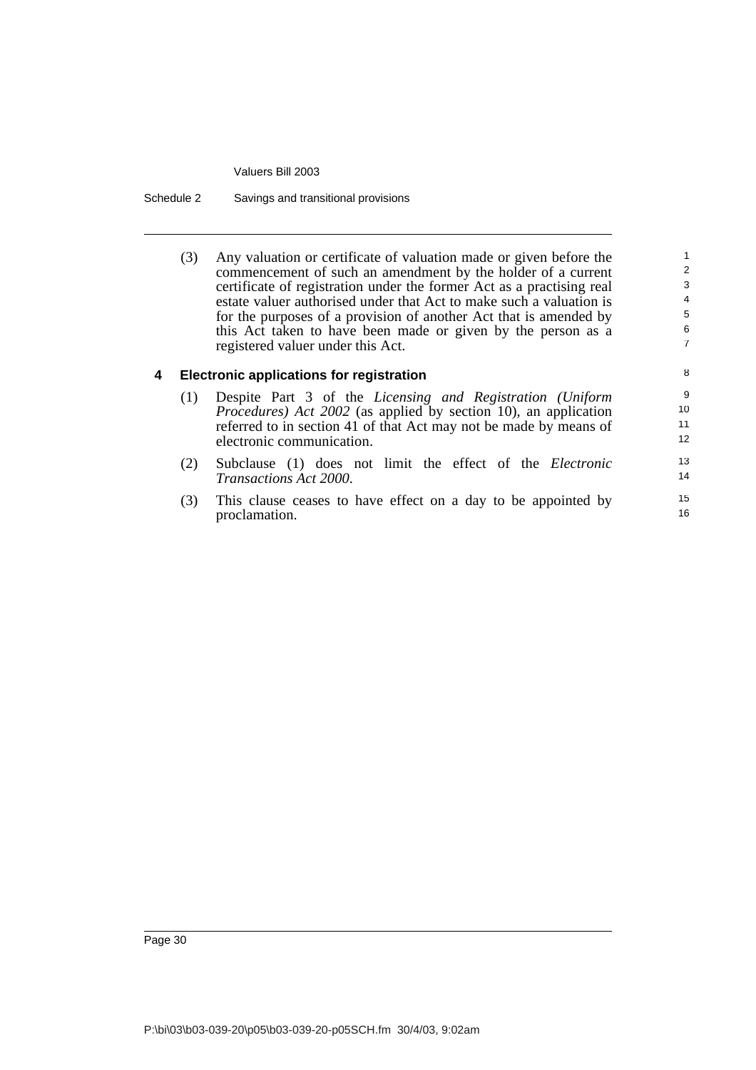(3) Any valuation or certificate of valuation made or given before the commencement of such an amendment by the holder of a current certificate of registration under the former Act as a practising real estate valuer authorised under that Act to make such a valuation is for the purposes of a provision of another Act that is amended by this Act taken to have been made or given by the person as a registered valuer under this Act.

### 4 Electronic applications for registration

(1) Despite Part 3 of the *Licensing and Registration (Uniform Procedures) Act 2002* (as applied by section 10), an application referred to in section 41 of that Act may not be made by means of electronic communication.

(2) Subclause (1) does not limit the effect of the *Electronic Transactions Act 2000*.

(3) This clause ceases to have effect on a day to be appointed by proclamation.